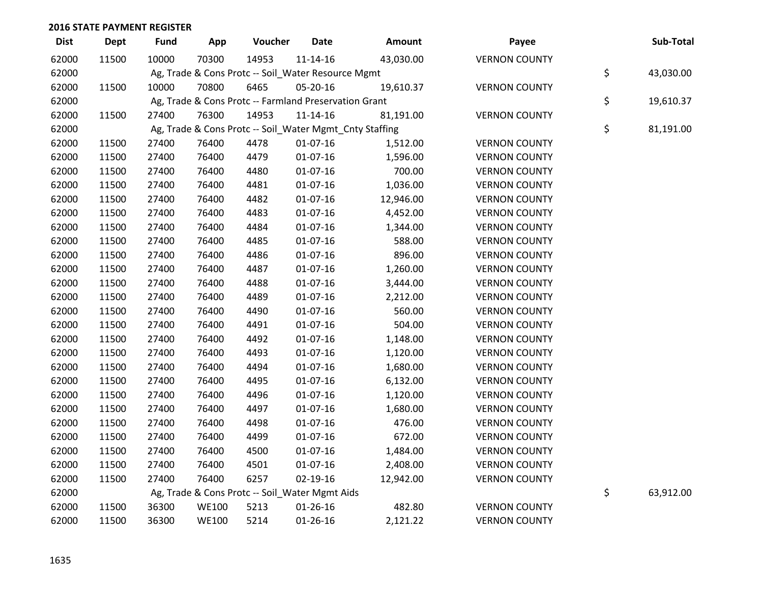## 2016 STATE PAYMENT REGISTER

| Dist | Dept | Fund | App | Voucher | Date | Amount | Payee | Sub-Total |
|---|---|---|---|---|---|---|---|---|
| 62000 | 11500 | 10000 | 70300 | 14953 | 11-14-16 | 43,030.00 | VERNON COUNTY | |
| 62000 | | Ag, Trade & Cons Protc -- Soil_Water Resource Mgmt | | | | | | $ 43,030.00 |
| 62000 | 11500 | 10000 | 70800 | 6465 | 05-20-16 | 19,610.37 | VERNON COUNTY | |
| 62000 | | Ag, Trade & Cons Protc -- Farmland Preservation Grant | | | | | | $ 19,610.37 |
| 62000 | 11500 | 27400 | 76300 | 14953 | 11-14-16 | 81,191.00 | VERNON COUNTY | |
| 62000 | | Ag, Trade & Cons Protc -- Soil_Water Mgmt_Cnty Staffing | | | | | | $ 81,191.00 |
| 62000 | 11500 | 27400 | 76400 | 4478 | 01-07-16 | 1,512.00 | VERNON COUNTY | |
| 62000 | 11500 | 27400 | 76400 | 4479 | 01-07-16 | 1,596.00 | VERNON COUNTY | |
| 62000 | 11500 | 27400 | 76400 | 4480 | 01-07-16 | 700.00 | VERNON COUNTY | |
| 62000 | 11500 | 27400 | 76400 | 4481 | 01-07-16 | 1,036.00 | VERNON COUNTY | |
| 62000 | 11500 | 27400 | 76400 | 4482 | 01-07-16 | 12,946.00 | VERNON COUNTY | |
| 62000 | 11500 | 27400 | 76400 | 4483 | 01-07-16 | 4,452.00 | VERNON COUNTY | |
| 62000 | 11500 | 27400 | 76400 | 4484 | 01-07-16 | 1,344.00 | VERNON COUNTY | |
| 62000 | 11500 | 27400 | 76400 | 4485 | 01-07-16 | 588.00 | VERNON COUNTY | |
| 62000 | 11500 | 27400 | 76400 | 4486 | 01-07-16 | 896.00 | VERNON COUNTY | |
| 62000 | 11500 | 27400 | 76400 | 4487 | 01-07-16 | 1,260.00 | VERNON COUNTY | |
| 62000 | 11500 | 27400 | 76400 | 4488 | 01-07-16 | 3,444.00 | VERNON COUNTY | |
| 62000 | 11500 | 27400 | 76400 | 4489 | 01-07-16 | 2,212.00 | VERNON COUNTY | |
| 62000 | 11500 | 27400 | 76400 | 4490 | 01-07-16 | 560.00 | VERNON COUNTY | |
| 62000 | 11500 | 27400 | 76400 | 4491 | 01-07-16 | 504.00 | VERNON COUNTY | |
| 62000 | 11500 | 27400 | 76400 | 4492 | 01-07-16 | 1,148.00 | VERNON COUNTY | |
| 62000 | 11500 | 27400 | 76400 | 4493 | 01-07-16 | 1,120.00 | VERNON COUNTY | |
| 62000 | 11500 | 27400 | 76400 | 4494 | 01-07-16 | 1,680.00 | VERNON COUNTY | |
| 62000 | 11500 | 27400 | 76400 | 4495 | 01-07-16 | 6,132.00 | VERNON COUNTY | |
| 62000 | 11500 | 27400 | 76400 | 4496 | 01-07-16 | 1,120.00 | VERNON COUNTY | |
| 62000 | 11500 | 27400 | 76400 | 4497 | 01-07-16 | 1,680.00 | VERNON COUNTY | |
| 62000 | 11500 | 27400 | 76400 | 4498 | 01-07-16 | 476.00 | VERNON COUNTY | |
| 62000 | 11500 | 27400 | 76400 | 4499 | 01-07-16 | 672.00 | VERNON COUNTY | |
| 62000 | 11500 | 27400 | 76400 | 4500 | 01-07-16 | 1,484.00 | VERNON COUNTY | |
| 62000 | 11500 | 27400 | 76400 | 4501 | 01-07-16 | 2,408.00 | VERNON COUNTY | |
| 62000 | 11500 | 27400 | 76400 | 6257 | 02-19-16 | 12,942.00 | VERNON COUNTY | |
| 62000 | | Ag, Trade & Cons Protc -- Soil_Water Mgmt Aids | | | | | | $ 63,912.00 |
| 62000 | 11500 | 36300 | WE100 | 5213 | 01-26-16 | 482.80 | VERNON COUNTY | |
| 62000 | 11500 | 36300 | WE100 | 5214 | 01-26-16 | 2,121.22 | VERNON COUNTY | |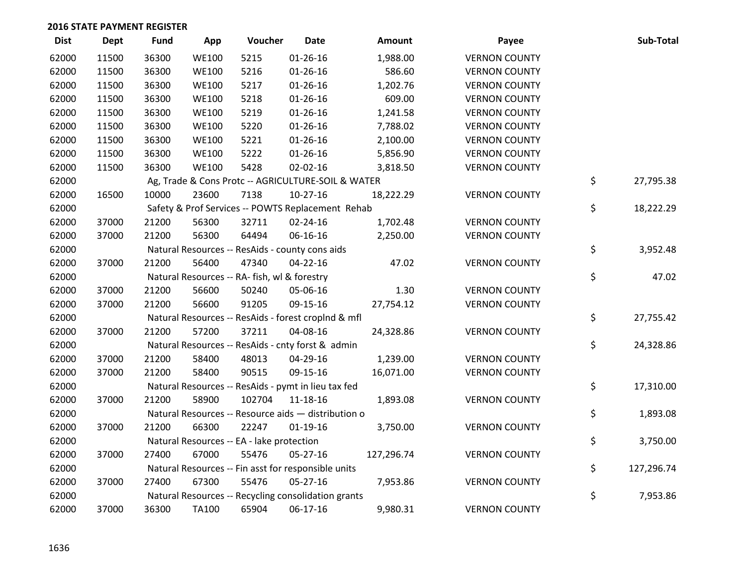## 2016 STATE PAYMENT REGISTER

| Dist | Dept | Fund | App | Voucher | Date | Amount | Payee | Sub-Total |
|---|---|---|---|---|---|---|---|---|
| 62000 | 11500 | 36300 | WE100 | 5215 | 01-26-16 | 1,988.00 | VERNON COUNTY | |
| 62000 | 11500 | 36300 | WE100 | 5216 | 01-26-16 | 586.60 | VERNON COUNTY | |
| 62000 | 11500 | 36300 | WE100 | 5217 | 01-26-16 | 1,202.76 | VERNON COUNTY | |
| 62000 | 11500 | 36300 | WE100 | 5218 | 01-26-16 | 609.00 | VERNON COUNTY | |
| 62000 | 11500 | 36300 | WE100 | 5219 | 01-26-16 | 1,241.58 | VERNON COUNTY | |
| 62000 | 11500 | 36300 | WE100 | 5220 | 01-26-16 | 7,788.02 | VERNON COUNTY | |
| 62000 | 11500 | 36300 | WE100 | 5221 | 01-26-16 | 2,100.00 | VERNON COUNTY | |
| 62000 | 11500 | 36300 | WE100 | 5222 | 01-26-16 | 5,856.90 | VERNON COUNTY | |
| 62000 | 11500 | 36300 | WE100 | 5428 | 02-02-16 | 3,818.50 | VERNON COUNTY | |
| 62000 | | Ag, Trade & Cons Protc -- AGRICULTURE-SOIL & WATER | | | | | | $ 27,795.38 |
| 62000 | 16500 | 10000 | 23600 | 7138 | 10-27-16 | 18,222.29 | VERNON COUNTY | |
| 62000 | | Safety & Prof Services -- POWTS Replacement Rehab | | | | | | $ 18,222.29 |
| 62000 | 37000 | 21200 | 56300 | 32711 | 02-24-16 | 1,702.48 | VERNON COUNTY | |
| 62000 | 37000 | 21200 | 56300 | 64494 | 06-16-16 | 2,250.00 | VERNON COUNTY | |
| 62000 | | Natural Resources -- ResAids - county cons aids | | | | | | $ 3,952.48 |
| 62000 | 37000 | 21200 | 56400 | 47340 | 04-22-16 | 47.02 | VERNON COUNTY | |
| 62000 | | Natural Resources -- RA- fish, wl & forestry | | | | | | $ 47.02 |
| 62000 | 37000 | 21200 | 56600 | 50240 | 05-06-16 | 1.30 | VERNON COUNTY | |
| 62000 | 37000 | 21200 | 56600 | 91205 | 09-15-16 | 27,754.12 | VERNON COUNTY | |
| 62000 | | Natural Resources -- ResAids - forest croplnd & mfl | | | | | | $ 27,755.42 |
| 62000 | 37000 | 21200 | 57200 | 37211 | 04-08-16 | 24,328.86 | VERNON COUNTY | |
| 62000 | | Natural Resources -- ResAids - cnty forst & admin | | | | | | $ 24,328.86 |
| 62000 | 37000 | 21200 | 58400 | 48013 | 04-29-16 | 1,239.00 | VERNON COUNTY | |
| 62000 | 37000 | 21200 | 58400 | 90515 | 09-15-16 | 16,071.00 | VERNON COUNTY | |
| 62000 | | Natural Resources -- ResAids - pymt in lieu tax fed | | | | | | $ 17,310.00 |
| 62000 | 37000 | 21200 | 58900 | 102704 | 11-18-16 | 1,893.08 | VERNON COUNTY | |
| 62000 | | Natural Resources -- Resource aids — distribution o | | | | | | $ 1,893.08 |
| 62000 | 37000 | 21200 | 66300 | 22247 | 01-19-16 | 3,750.00 | VERNON COUNTY | |
| 62000 | | Natural Resources -- EA - lake protection | | | | | | $ 3,750.00 |
| 62000 | 37000 | 27400 | 67000 | 55476 | 05-27-16 | 127,296.74 | VERNON COUNTY | |
| 62000 | | Natural Resources -- Fin asst for responsible units | | | | | | $ 127,296.74 |
| 62000 | 37000 | 27400 | 67300 | 55476 | 05-27-16 | 7,953.86 | VERNON COUNTY | |
| 62000 | | Natural Resources -- Recycling consolidation grants | | | | | | $ 7,953.86 |
| 62000 | 37000 | 36300 | TA100 | 65904 | 06-17-16 | 9,980.31 | VERNON COUNTY | |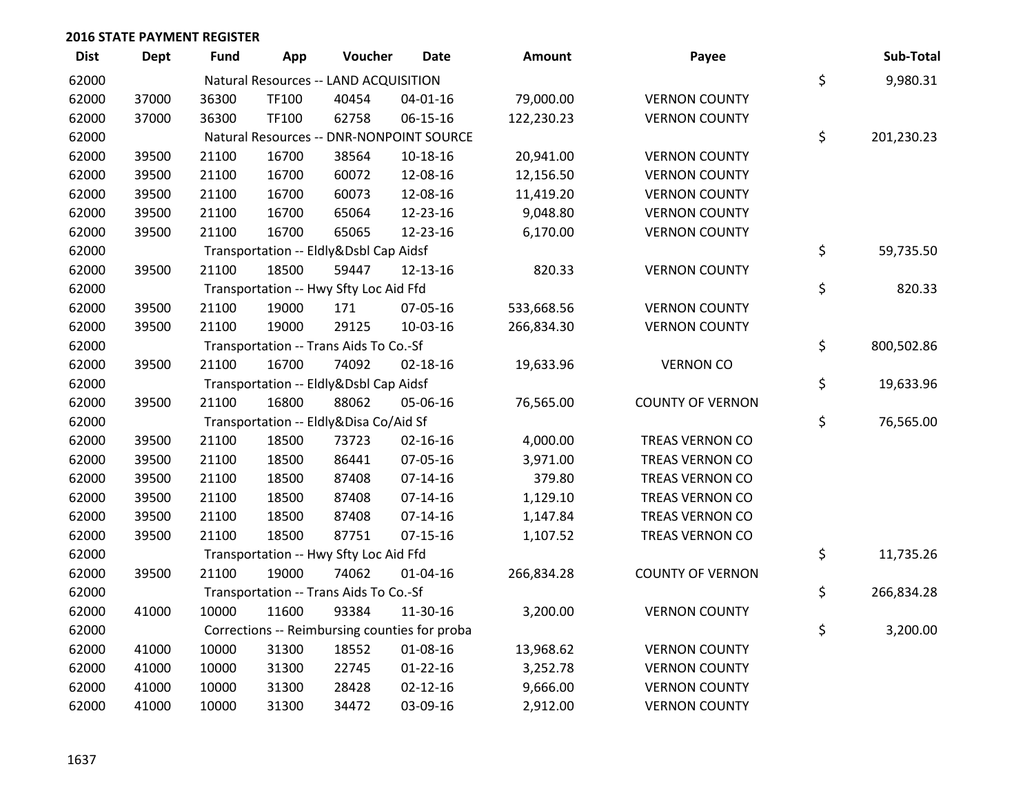## 2016 STATE PAYMENT REGISTER

| Dist | Dept | Fund | App | Voucher | Date | Amount | Payee | Sub-Total |
|---|---|---|---|---|---|---|---|---|
| 62000 | | Natural Resources -- LAND ACQUISITION | | | | | | $ 9,980.31 |
| 62000 | 37000 | 36300 | TF100 | 40454 | 04-01-16 | 79,000.00 | VERNON COUNTY | |
| 62000 | 37000 | 36300 | TF100 | 62758 | 06-15-16 | 122,230.23 | VERNON COUNTY | |
| 62000 | | Natural Resources -- DNR-NONPOINT SOURCE | | | | | | $ 201,230.23 |
| 62000 | 39500 | 21100 | 16700 | 38564 | 10-18-16 | 20,941.00 | VERNON COUNTY | |
| 62000 | 39500 | 21100 | 16700 | 60072 | 12-08-16 | 12,156.50 | VERNON COUNTY | |
| 62000 | 39500 | 21100 | 16700 | 60073 | 12-08-16 | 11,419.20 | VERNON COUNTY | |
| 62000 | 39500 | 21100 | 16700 | 65064 | 12-23-16 | 9,048.80 | VERNON COUNTY | |
| 62000 | 39500 | 21100 | 16700 | 65065 | 12-23-16 | 6,170.00 | VERNON COUNTY | |
| 62000 | | Transportation -- Eldly&Dsbl Cap Aidsf | | | | | | $ 59,735.50 |
| 62000 | 39500 | 21100 | 18500 | 59447 | 12-13-16 | 820.33 | VERNON COUNTY | |
| 62000 | | Transportation -- Hwy Sfty Loc Aid Ffd | | | | | | $ 820.33 |
| 62000 | 39500 | 21100 | 19000 | 171 | 07-05-16 | 533,668.56 | VERNON COUNTY | |
| 62000 | 39500 | 21100 | 19000 | 29125 | 10-03-16 | 266,834.30 | VERNON COUNTY | |
| 62000 | | Transportation -- Trans Aids To Co.-Sf | | | | | | $ 800,502.86 |
| 62000 | 39500 | 21100 | 16700 | 74092 | 02-18-16 | 19,633.96 | VERNON CO | |
| 62000 | | Transportation -- Eldly&Dsbl Cap Aidsf | | | | | | $ 19,633.96 |
| 62000 | 39500 | 21100 | 16800 | 88062 | 05-06-16 | 76,565.00 | COUNTY OF VERNON | |
| 62000 | | Transportation -- Eldly&Disa Co/Aid Sf | | | | | | $ 76,565.00 |
| 62000 | 39500 | 21100 | 18500 | 73723 | 02-16-16 | 4,000.00 | TREAS VERNON CO | |
| 62000 | 39500 | 21100 | 18500 | 86441 | 07-05-16 | 3,971.00 | TREAS VERNON CO | |
| 62000 | 39500 | 21100 | 18500 | 87408 | 07-14-16 | 379.80 | TREAS VERNON CO | |
| 62000 | 39500 | 21100 | 18500 | 87408 | 07-14-16 | 1,129.10 | TREAS VERNON CO | |
| 62000 | 39500 | 21100 | 18500 | 87408 | 07-14-16 | 1,147.84 | TREAS VERNON CO | |
| 62000 | 39500 | 21100 | 18500 | 87751 | 07-15-16 | 1,107.52 | TREAS VERNON CO | |
| 62000 | | Transportation -- Hwy Sfty Loc Aid Ffd | | | | | | $ 11,735.26 |
| 62000 | 39500 | 21100 | 19000 | 74062 | 01-04-16 | 266,834.28 | COUNTY OF VERNON | |
| 62000 | | Transportation -- Trans Aids To Co.-Sf | | | | | | $ 266,834.28 |
| 62000 | 41000 | 10000 | 11600 | 93384 | 11-30-16 | 3,200.00 | VERNON COUNTY | |
| 62000 | | Corrections -- Reimbursing counties for proba | | | | | | $ 3,200.00 |
| 62000 | 41000 | 10000 | 31300 | 18552 | 01-08-16 | 13,968.62 | VERNON COUNTY | |
| 62000 | 41000 | 10000 | 31300 | 22745 | 01-22-16 | 3,252.78 | VERNON COUNTY | |
| 62000 | 41000 | 10000 | 31300 | 28428 | 02-12-16 | 9,666.00 | VERNON COUNTY | |
| 62000 | 41000 | 10000 | 31300 | 34472 | 03-09-16 | 2,912.00 | VERNON COUNTY | |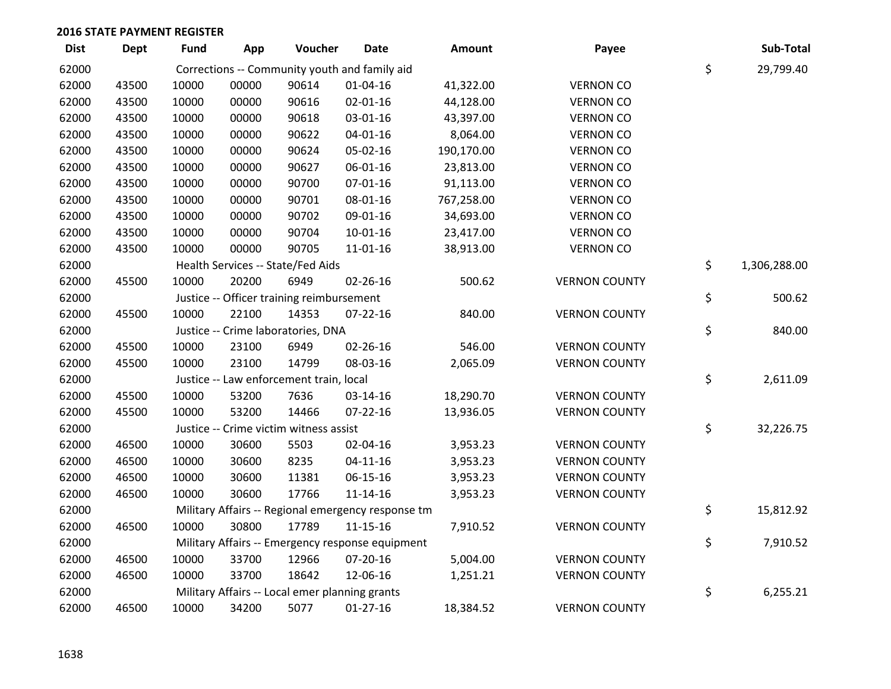## 2016 STATE PAYMENT REGISTER

| Dist | Dept | Fund | App | Voucher | Date | Amount | Payee | | Sub-Total |
|---|---|---|---|---|---|---|---|---|---|
| 62000 | | Corrections -- Community youth and family aid | | | | | | $ | 29,799.40 |
| 62000 | 43500 | 10000 | 00000 | 90614 | 01-04-16 | 41,322.00 | VERNON CO | | |
| 62000 | 43500 | 10000 | 00000 | 90616 | 02-01-16 | 44,128.00 | VERNON CO | | |
| 62000 | 43500 | 10000 | 00000 | 90618 | 03-01-16 | 43,397.00 | VERNON CO | | |
| 62000 | 43500 | 10000 | 00000 | 90622 | 04-01-16 | 8,064.00 | VERNON CO | | |
| 62000 | 43500 | 10000 | 00000 | 90624 | 05-02-16 | 190,170.00 | VERNON CO | | |
| 62000 | 43500 | 10000 | 00000 | 90627 | 06-01-16 | 23,813.00 | VERNON CO | | |
| 62000 | 43500 | 10000 | 00000 | 90700 | 07-01-16 | 91,113.00 | VERNON CO | | |
| 62000 | 43500 | 10000 | 00000 | 90701 | 08-01-16 | 767,258.00 | VERNON CO | | |
| 62000 | 43500 | 10000 | 00000 | 90702 | 09-01-16 | 34,693.00 | VERNON CO | | |
| 62000 | 43500 | 10000 | 00000 | 90704 | 10-01-16 | 23,417.00 | VERNON CO | | |
| 62000 | 43500 | 10000 | 00000 | 90705 | 11-01-16 | 38,913.00 | VERNON CO | | |
| 62000 | | Health Services -- State/Fed Aids | | | | | | $ | 1,306,288.00 |
| 62000 | 45500 | 10000 | 20200 | 6949 | 02-26-16 | 500.62 | VERNON COUNTY | | |
| 62000 | | Justice -- Officer training reimbursement | | | | | | $ | 500.62 |
| 62000 | 45500 | 10000 | 22100 | 14353 | 07-22-16 | 840.00 | VERNON COUNTY | | |
| 62000 | | Justice -- Crime laboratories, DNA | | | | | | $ | 840.00 |
| 62000 | 45500 | 10000 | 23100 | 6949 | 02-26-16 | 546.00 | VERNON COUNTY | | |
| 62000 | 45500 | 10000 | 23100 | 14799 | 08-03-16 | 2,065.09 | VERNON COUNTY | | |
| 62000 | | Justice -- Law enforcement train, local | | | | | | $ | 2,611.09 |
| 62000 | 45500 | 10000 | 53200 | 7636 | 03-14-16 | 18,290.70 | VERNON COUNTY | | |
| 62000 | 45500 | 10000 | 53200 | 14466 | 07-22-16 | 13,936.05 | VERNON COUNTY | | |
| 62000 | | Justice -- Crime victim witness assist | | | | | | $ | 32,226.75 |
| 62000 | 46500 | 10000 | 30600 | 5503 | 02-04-16 | 3,953.23 | VERNON COUNTY | | |
| 62000 | 46500 | 10000 | 30600 | 8235 | 04-11-16 | 3,953.23 | VERNON COUNTY | | |
| 62000 | 46500 | 10000 | 30600 | 11381 | 06-15-16 | 3,953.23 | VERNON COUNTY | | |
| 62000 | 46500 | 10000 | 30600 | 17766 | 11-14-16 | 3,953.23 | VERNON COUNTY | | |
| 62000 | | Military Affairs -- Regional emergency response tm | | | | | | $ | 15,812.92 |
| 62000 | 46500 | 10000 | 30800 | 17789 | 11-15-16 | 7,910.52 | VERNON COUNTY | | |
| 62000 | | Military Affairs -- Emergency response equipment | | | | | | $ | 7,910.52 |
| 62000 | 46500 | 10000 | 33700 | 12966 | 07-20-16 | 5,004.00 | VERNON COUNTY | | |
| 62000 | 46500 | 10000 | 33700 | 18642 | 12-06-16 | 1,251.21 | VERNON COUNTY | | |
| 62000 | | Military Affairs -- Local emer planning grants | | | | | | $ | 6,255.21 |
| 62000 | 46500 | 10000 | 34200 | 5077 | 01-27-16 | 18,384.52 | VERNON COUNTY | | |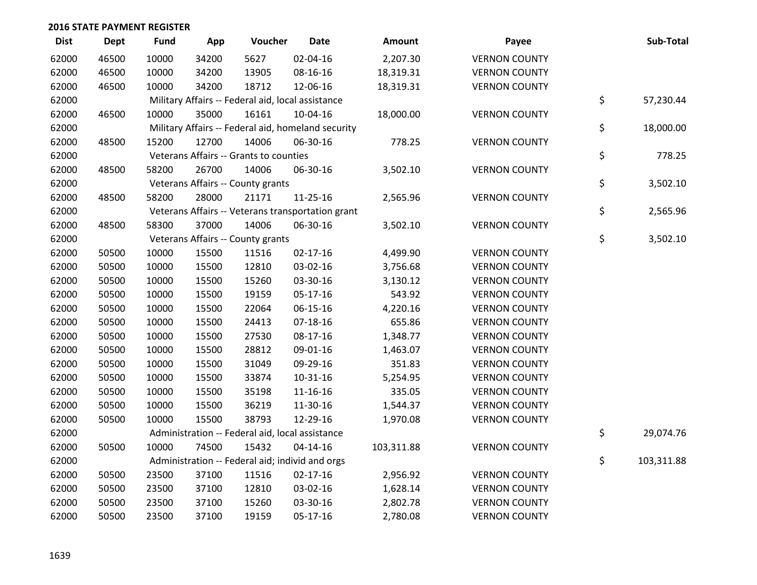**2016 STATE PAYMENT REGISTER**

| Dist | Dept | Fund | App | Voucher | Date | Amount | Payee | | Sub-Total |
|---|---|---|---|---|---|---|---|---|---|
| 62000 | 46500 | 10000 | 34200 | 5627 | 02-04-16 | 2,207.30 | VERNON COUNTY | | |
| 62000 | 46500 | 10000 | 34200 | 13905 | 08-16-16 | 18,319.31 | VERNON COUNTY | | |
| 62000 | 46500 | 10000 | 34200 | 18712 | 12-06-16 | 18,319.31 | VERNON COUNTY | | |
| 62000 | | Military Affairs -- Federal aid, local assistance | | | | | | $ | 57,230.44 |
| 62000 | 46500 | 10000 | 35000 | 16161 | 10-04-16 | 18,000.00 | VERNON COUNTY | | |
| 62000 | | Military Affairs -- Federal aid, homeland security | | | | | | $ | 18,000.00 |
| 62000 | 48500 | 15200 | 12700 | 14006 | 06-30-16 | 778.25 | VERNON COUNTY | | |
| 62000 | | Veterans Affairs -- Grants to counties | | | | | | $ | 778.25 |
| 62000 | 48500 | 58200 | 26700 | 14006 | 06-30-16 | 3,502.10 | VERNON COUNTY | | |
| 62000 | | Veterans Affairs -- County grants | | | | | | $ | 3,502.10 |
| 62000 | 48500 | 58200 | 28000 | 21171 | 11-25-16 | 2,565.96 | VERNON COUNTY | | |
| 62000 | | Veterans Affairs -- Veterans transportation grant | | | | | | $ | 2,565.96 |
| 62000 | 48500 | 58300 | 37000 | 14006 | 06-30-16 | 3,502.10 | VERNON COUNTY | | |
| 62000 | | Veterans Affairs -- County grants | | | | | | $ | 3,502.10 |
| 62000 | 50500 | 10000 | 15500 | 11516 | 02-17-16 | 4,499.90 | VERNON COUNTY | | |
| 62000 | 50500 | 10000 | 15500 | 12810 | 03-02-16 | 3,756.68 | VERNON COUNTY | | |
| 62000 | 50500 | 10000 | 15500 | 15260 | 03-30-16 | 3,130.12 | VERNON COUNTY | | |
| 62000 | 50500 | 10000 | 15500 | 19159 | 05-17-16 | 543.92 | VERNON COUNTY | | |
| 62000 | 50500 | 10000 | 15500 | 22064 | 06-15-16 | 4,220.16 | VERNON COUNTY | | |
| 62000 | 50500 | 10000 | 15500 | 24413 | 07-18-16 | 655.86 | VERNON COUNTY | | |
| 62000 | 50500 | 10000 | 15500 | 27530 | 08-17-16 | 1,348.77 | VERNON COUNTY | | |
| 62000 | 50500 | 10000 | 15500 | 28812 | 09-01-16 | 1,463.07 | VERNON COUNTY | | |
| 62000 | 50500 | 10000 | 15500 | 31049 | 09-29-16 | 351.83 | VERNON COUNTY | | |
| 62000 | 50500 | 10000 | 15500 | 33874 | 10-31-16 | 5,254.95 | VERNON COUNTY | | |
| 62000 | 50500 | 10000 | 15500 | 35198 | 11-16-16 | 335.05 | VERNON COUNTY | | |
| 62000 | 50500 | 10000 | 15500 | 36219 | 11-30-16 | 1,544.37 | VERNON COUNTY | | |
| 62000 | 50500 | 10000 | 15500 | 38793 | 12-29-16 | 1,970.08 | VERNON COUNTY | | |
| 62000 | | Administration -- Federal aid, local assistance | | | | | | $ | 29,074.76 |
| 62000 | 50500 | 10000 | 74500 | 15432 | 04-14-16 | 103,311.88 | VERNON COUNTY | | |
| 62000 | | Administration -- Federal aid; individ and orgs | | | | | | $ | 103,311.88 |
| 62000 | 50500 | 23500 | 37100 | 11516 | 02-17-16 | 2,956.92 | VERNON COUNTY | | |
| 62000 | 50500 | 23500 | 37100 | 12810 | 03-02-16 | 1,628.14 | VERNON COUNTY | | |
| 62000 | 50500 | 23500 | 37100 | 15260 | 03-30-16 | 2,802.78 | VERNON COUNTY | | |
| 62000 | 50500 | 23500 | 37100 | 19159 | 05-17-16 | 2,780.08 | VERNON COUNTY | | |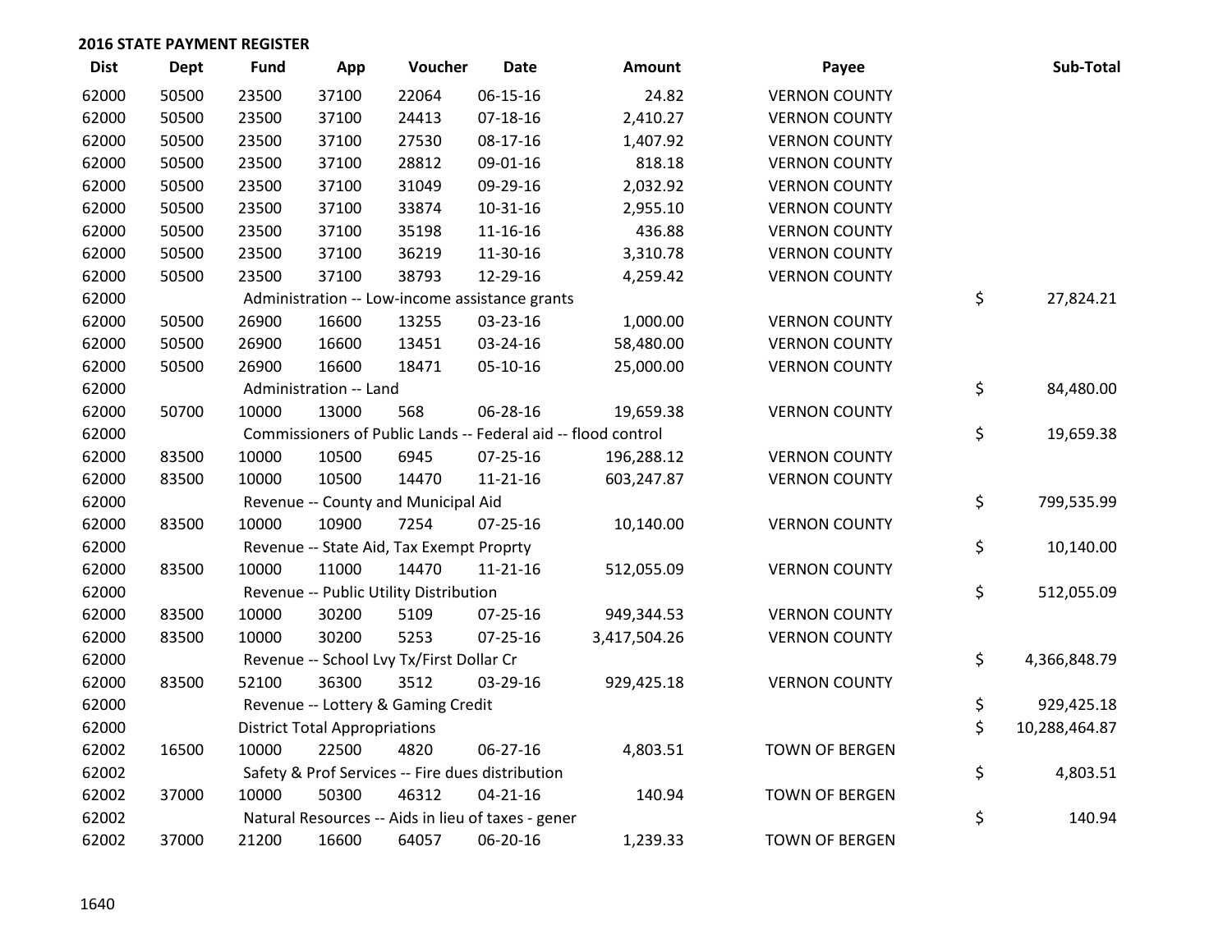## 2016 STATE PAYMENT REGISTER

| Dist | Dept | Fund | App | Voucher | Date | Amount | Payee | Sub-Total |
|---|---|---|---|---|---|---|---|---|
| 62000 | 50500 | 23500 | 37100 | 22064 | 06-15-16 | 24.82 | VERNON COUNTY | |
| 62000 | 50500 | 23500 | 37100 | 24413 | 07-18-16 | 2,410.27 | VERNON COUNTY | |
| 62000 | 50500 | 23500 | 37100 | 27530 | 08-17-16 | 1,407.92 | VERNON COUNTY | |
| 62000 | 50500 | 23500 | 37100 | 28812 | 09-01-16 | 818.18 | VERNON COUNTY | |
| 62000 | 50500 | 23500 | 37100 | 31049 | 09-29-16 | 2,032.92 | VERNON COUNTY | |
| 62000 | 50500 | 23500 | 37100 | 33874 | 10-31-16 | 2,955.10 | VERNON COUNTY | |
| 62000 | 50500 | 23500 | 37100 | 35198 | 11-16-16 | 436.88 | VERNON COUNTY | |
| 62000 | 50500 | 23500 | 37100 | 36219 | 11-30-16 | 3,310.78 | VERNON COUNTY | |
| 62000 | 50500 | 23500 | 37100 | 38793 | 12-29-16 | 4,259.42 | VERNON COUNTY | |
| 62000 | | Administration -- Low-income assistance grants | | | | | | $ 27,824.21 |
| 62000 | 50500 | 26900 | 16600 | 13255 | 03-23-16 | 1,000.00 | VERNON COUNTY | |
| 62000 | 50500 | 26900 | 16600 | 13451 | 03-24-16 | 58,480.00 | VERNON COUNTY | |
| 62000 | 50500 | 26900 | 16600 | 18471 | 05-10-16 | 25,000.00 | VERNON COUNTY | |
| 62000 | | Administration -- Land | | | | | | $ 84,480.00 |
| 62000 | 50700 | 10000 | 13000 | 568 | 06-28-16 | 19,659.38 | VERNON COUNTY | |
| 62000 | | Commissioners of Public Lands -- Federal aid -- flood control | | | | | | $ 19,659.38 |
| 62000 | 83500 | 10000 | 10500 | 6945 | 07-25-16 | 196,288.12 | VERNON COUNTY | |
| 62000 | 83500 | 10000 | 10500 | 14470 | 11-21-16 | 603,247.87 | VERNON COUNTY | |
| 62000 | | Revenue -- County and Municipal Aid | | | | | | $ 799,535.99 |
| 62000 | 83500 | 10000 | 10900 | 7254 | 07-25-16 | 10,140.00 | VERNON COUNTY | |
| 62000 | | Revenue -- State Aid, Tax Exempt Proprty | | | | | | $ 10,140.00 |
| 62000 | 83500 | 10000 | 11000 | 14470 | 11-21-16 | 512,055.09 | VERNON COUNTY | |
| 62000 | | Revenue -- Public Utility Distribution | | | | | | $ 512,055.09 |
| 62000 | 83500 | 10000 | 30200 | 5109 | 07-25-16 | 949,344.53 | VERNON COUNTY | |
| 62000 | 83500 | 10000 | 30200 | 5253 | 07-25-16 | 3,417,504.26 | VERNON COUNTY | |
| 62000 | | Revenue -- School Lvy Tx/First Dollar Cr | | | | | | $ 4,366,848.79 |
| 62000 | 83500 | 52100 | 36300 | 3512 | 03-29-16 | 929,425.18 | VERNON COUNTY | |
| 62000 | | Revenue -- Lottery & Gaming Credit | | | | | | $ 929,425.18 |
| 62000 | | District Total Appropriations | | | | | | $ 10,288,464.87 |
| 62002 | 16500 | 10000 | 22500 | 4820 | 06-27-16 | 4,803.51 | TOWN OF BERGEN | |
| 62002 | | Safety & Prof Services -- Fire dues distribution | | | | | | $ 4,803.51 |
| 62002 | 37000 | 10000 | 50300 | 46312 | 04-21-16 | 140.94 | TOWN OF BERGEN | |
| 62002 | | Natural Resources -- Aids in lieu of taxes - gener | | | | | | $ 140.94 |
| 62002 | 37000 | 21200 | 16600 | 64057 | 06-20-16 | 1,239.33 | TOWN OF BERGEN | |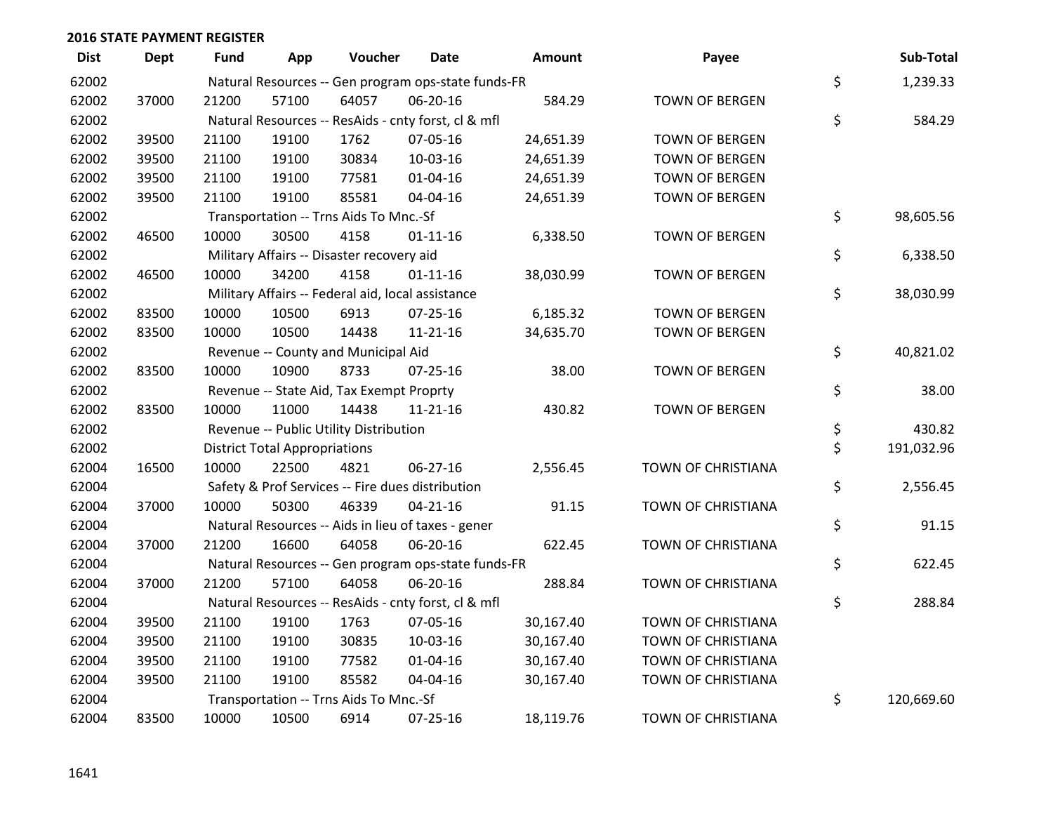## 2016 STATE PAYMENT REGISTER

| Dist | Dept | Fund | App | Voucher | Date | Amount | Payee | Sub-Total |
|---|---|---|---|---|---|---|---|---|
| 62002 | | Natural Resources -- Gen program ops-state funds-FR | | | | | | $ 1,239.33 |
| 62002 | 37000 | 21200 | 57100 | 64057 | 06-20-16 | 584.29 | TOWN OF BERGEN | |
| 62002 | | Natural Resources -- ResAids - cnty forst, cl & mfl | | | | | | $ 584.29 |
| 62002 | 39500 | 21100 | 19100 | 1762 | 07-05-16 | 24,651.39 | TOWN OF BERGEN | |
| 62002 | 39500 | 21100 | 19100 | 30834 | 10-03-16 | 24,651.39 | TOWN OF BERGEN | |
| 62002 | 39500 | 21100 | 19100 | 77581 | 01-04-16 | 24,651.39 | TOWN OF BERGEN | |
| 62002 | 39500 | 21100 | 19100 | 85581 | 04-04-16 | 24,651.39 | TOWN OF BERGEN | |
| 62002 | | Transportation -- Trns Aids To Mnc.-Sf | | | | | | $ 98,605.56 |
| 62002 | 46500 | 10000 | 30500 | 4158 | 01-11-16 | 6,338.50 | TOWN OF BERGEN | |
| 62002 | | Military Affairs -- Disaster recovery aid | | | | | | $ 6,338.50 |
| 62002 | 46500 | 10000 | 34200 | 4158 | 01-11-16 | 38,030.99 | TOWN OF BERGEN | |
| 62002 | | Military Affairs -- Federal aid, local assistance | | | | | | $ 38,030.99 |
| 62002 | 83500 | 10000 | 10500 | 6913 | 07-25-16 | 6,185.32 | TOWN OF BERGEN | |
| 62002 | 83500 | 10000 | 10500 | 14438 | 11-21-16 | 34,635.70 | TOWN OF BERGEN | |
| 62002 | | Revenue -- County and Municipal Aid | | | | | | $ 40,821.02 |
| 62002 | 83500 | 10000 | 10900 | 8733 | 07-25-16 | 38.00 | TOWN OF BERGEN | |
| 62002 | | Revenue -- State Aid, Tax Exempt Proprty | | | | | | $ 38.00 |
| 62002 | 83500 | 10000 | 11000 | 14438 | 11-21-16 | 430.82 | TOWN OF BERGEN | |
| 62002 | | Revenue -- Public Utility Distribution | | | | | | $ 430.82 |
| 62002 | | District Total Appropriations | | | | | | $ 191,032.96 |
| 62004 | 16500 | 10000 | 22500 | 4821 | 06-27-16 | 2,556.45 | TOWN OF CHRISTIANA | |
| 62004 | | Safety & Prof Services -- Fire dues distribution | | | | | | $ 2,556.45 |
| 62004 | 37000 | 10000 | 50300 | 46339 | 04-21-16 | 91.15 | TOWN OF CHRISTIANA | |
| 62004 | | Natural Resources -- Aids in lieu of taxes - gener | | | | | | $ 91.15 |
| 62004 | 37000 | 21200 | 16600 | 64058 | 06-20-16 | 622.45 | TOWN OF CHRISTIANA | |
| 62004 | | Natural Resources -- Gen program ops-state funds-FR | | | | | | $ 622.45 |
| 62004 | 37000 | 21200 | 57100 | 64058 | 06-20-16 | 288.84 | TOWN OF CHRISTIANA | |
| 62004 | | Natural Resources -- ResAids - cnty forst, cl & mfl | | | | | | $ 288.84 |
| 62004 | 39500 | 21100 | 19100 | 1763 | 07-05-16 | 30,167.40 | TOWN OF CHRISTIANA | |
| 62004 | 39500 | 21100 | 19100 | 30835 | 10-03-16 | 30,167.40 | TOWN OF CHRISTIANA | |
| 62004 | 39500 | 21100 | 19100 | 77582 | 01-04-16 | 30,167.40 | TOWN OF CHRISTIANA | |
| 62004 | 39500 | 21100 | 19100 | 85582 | 04-04-16 | 30,167.40 | TOWN OF CHRISTIANA | |
| 62004 | | Transportation -- Trns Aids To Mnc.-Sf | | | | | | $ 120,669.60 |
| 62004 | 83500 | 10000 | 10500 | 6914 | 07-25-16 | 18,119.76 | TOWN OF CHRISTIANA | |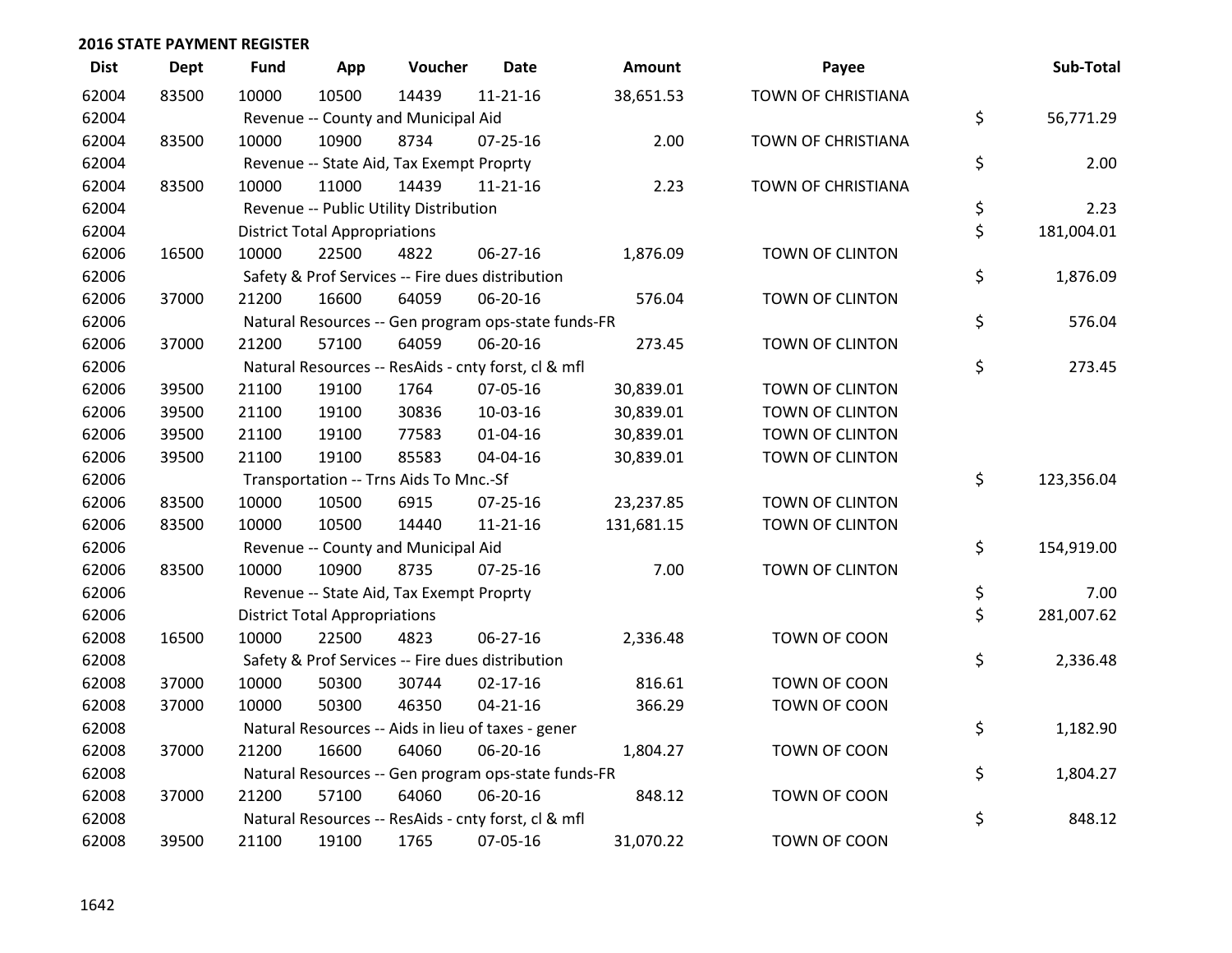## 2016 STATE PAYMENT REGISTER

| Dist | Dept | Fund | App | Voucher | Date | Amount | Payee | Sub-Total |
|---|---|---|---|---|---|---|---|---|
| 62004 | 83500 | 10000 | 10500 | 14439 | 11-21-16 | 38,651.53 | TOWN OF CHRISTIANA | |
| 62004 | | Revenue -- County and Municipal Aid | | | | | | $ 56,771.29 |
| 62004 | 83500 | 10000 | 10900 | 8734 | 07-25-16 | 2.00 | TOWN OF CHRISTIANA | |
| 62004 | | Revenue -- State Aid, Tax Exempt Proprty | | | | | | $ 2.00 |
| 62004 | 83500 | 10000 | 11000 | 14439 | 11-21-16 | 2.23 | TOWN OF CHRISTIANA | |
| 62004 | | Revenue -- Public Utility Distribution | | | | | | $ 2.23 |
| 62004 | | District Total Appropriations | | | | | | $ 181,004.01 |
| 62006 | 16500 | 10000 | 22500 | 4822 | 06-27-16 | 1,876.09 | TOWN OF CLINTON | |
| 62006 | | Safety & Prof Services -- Fire dues distribution | | | | | | $ 1,876.09 |
| 62006 | 37000 | 21200 | 16600 | 64059 | 06-20-16 | 576.04 | TOWN OF CLINTON | |
| 62006 | | Natural Resources -- Gen program ops-state funds-FR | | | | | | $ 576.04 |
| 62006 | 37000 | 21200 | 57100 | 64059 | 06-20-16 | 273.45 | TOWN OF CLINTON | |
| 62006 | | Natural Resources -- ResAids - cnty forst, cl & mfl | | | | | | $ 273.45 |
| 62006 | 39500 | 21100 | 19100 | 1764 | 07-05-16 | 30,839.01 | TOWN OF CLINTON | |
| 62006 | 39500 | 21100 | 19100 | 30836 | 10-03-16 | 30,839.01 | TOWN OF CLINTON | |
| 62006 | 39500 | 21100 | 19100 | 77583 | 01-04-16 | 30,839.01 | TOWN OF CLINTON | |
| 62006 | 39500 | 21100 | 19100 | 85583 | 04-04-16 | 30,839.01 | TOWN OF CLINTON | |
| 62006 | | Transportation -- Trns Aids To Mnc.-Sf | | | | | | $ 123,356.04 |
| 62006 | 83500 | 10000 | 10500 | 6915 | 07-25-16 | 23,237.85 | TOWN OF CLINTON | |
| 62006 | 83500 | 10000 | 10500 | 14440 | 11-21-16 | 131,681.15 | TOWN OF CLINTON | |
| 62006 | | Revenue -- County and Municipal Aid | | | | | | $ 154,919.00 |
| 62006 | 83500 | 10000 | 10900 | 8735 | 07-25-16 | 7.00 | TOWN OF CLINTON | |
| 62006 | | Revenue -- State Aid, Tax Exempt Proprty | | | | | | $ 7.00 |
| 62006 | | District Total Appropriations | | | | | | $ 281,007.62 |
| 62008 | 16500 | 10000 | 22500 | 4823 | 06-27-16 | 2,336.48 | TOWN OF COON | |
| 62008 | | Safety & Prof Services -- Fire dues distribution | | | | | | $ 2,336.48 |
| 62008 | 37000 | 10000 | 50300 | 30744 | 02-17-16 | 816.61 | TOWN OF COON | |
| 62008 | 37000 | 10000 | 50300 | 46350 | 04-21-16 | 366.29 | TOWN OF COON | |
| 62008 | | Natural Resources -- Aids in lieu of taxes - gener | | | | | | $ 1,182.90 |
| 62008 | 37000 | 21200 | 16600 | 64060 | 06-20-16 | 1,804.27 | TOWN OF COON | |
| 62008 | | Natural Resources -- Gen program ops-state funds-FR | | | | | | $ 1,804.27 |
| 62008 | 37000 | 21200 | 57100 | 64060 | 06-20-16 | 848.12 | TOWN OF COON | |
| 62008 | | Natural Resources -- ResAids - cnty forst, cl & mfl | | | | | | $ 848.12 |
| 62008 | 39500 | 21100 | 19100 | 1765 | 07-05-16 | 31,070.22 | TOWN OF COON | |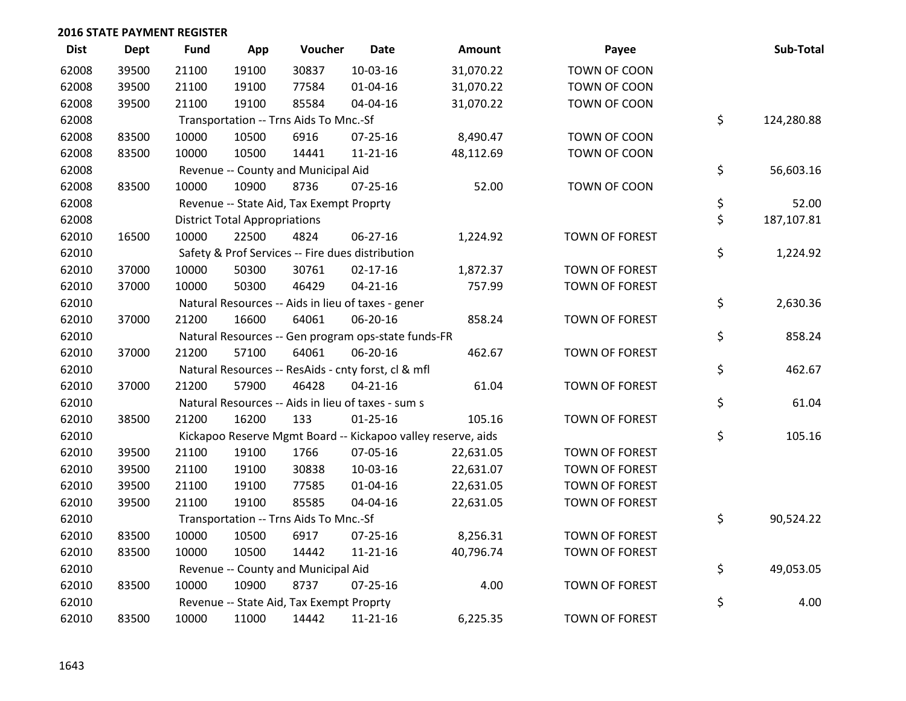## 2016 STATE PAYMENT REGISTER

| Dist | Dept | Fund | App | Voucher | Date | Amount | Payee | | Sub-Total |
|---|---|---|---|---|---|---|---|---|---|
| 62008 | 39500 | 21100 | 19100 | 30837 | 10-03-16 | 31,070.22 | TOWN OF COON | | |
| 62008 | 39500 | 21100 | 19100 | 77584 | 01-04-16 | 31,070.22 | TOWN OF COON | | |
| 62008 | 39500 | 21100 | 19100 | 85584 | 04-04-16 | 31,070.22 | TOWN OF COON | | |
| 62008 | | Transportation -- Trns Aids To Mnc.-Sf | | | | | | $ | 124,280.88 |
| 62008 | 83500 | 10000 | 10500 | 6916 | 07-25-16 | 8,490.47 | TOWN OF COON | | |
| 62008 | 83500 | 10000 | 10500 | 14441 | 11-21-16 | 48,112.69 | TOWN OF COON | | |
| 62008 | | Revenue -- County and Municipal Aid | | | | | | $ | 56,603.16 |
| 62008 | 83500 | 10000 | 10900 | 8736 | 07-25-16 | 52.00 | TOWN OF COON | | |
| 62008 | | Revenue -- State Aid, Tax Exempt Proprty | | | | | | $ | 52.00 |
| 62008 | | District Total Appropriations | | | | | | $ | 187,107.81 |
| 62010 | 16500 | 10000 | 22500 | 4824 | 06-27-16 | 1,224.92 | TOWN OF FOREST | | |
| 62010 | | Safety & Prof Services -- Fire dues distribution | | | | | | $ | 1,224.92 |
| 62010 | 37000 | 10000 | 50300 | 30761 | 02-17-16 | 1,872.37 | TOWN OF FOREST | | |
| 62010 | 37000 | 10000 | 50300 | 46429 | 04-21-16 | 757.99 | TOWN OF FOREST | | |
| 62010 | | Natural Resources -- Aids in lieu of taxes - gener | | | | | | $ | 2,630.36 |
| 62010 | 37000 | 21200 | 16600 | 64061 | 06-20-16 | 858.24 | TOWN OF FOREST | | |
| 62010 | | Natural Resources -- Gen program ops-state funds-FR | | | | | | $ | 858.24 |
| 62010 | 37000 | 21200 | 57100 | 64061 | 06-20-16 | 462.67 | TOWN OF FOREST | | |
| 62010 | | Natural Resources -- ResAids - cnty forst, cl & mfl | | | | | | $ | 462.67 |
| 62010 | 37000 | 21200 | 57900 | 46428 | 04-21-16 | 61.04 | TOWN OF FOREST | | |
| 62010 | | Natural Resources -- Aids in lieu of taxes - sum s | | | | | | $ | 61.04 |
| 62010 | 38500 | 21200 | 16200 | 133 | 01-25-16 | 105.16 | TOWN OF FOREST | | |
| 62010 | | Kickapoo Reserve Mgmt Board -- Kickapoo valley reserve, aids | | | | | | $ | 105.16 |
| 62010 | 39500 | 21100 | 19100 | 1766 | 07-05-16 | 22,631.05 | TOWN OF FOREST | | |
| 62010 | 39500 | 21100 | 19100 | 30838 | 10-03-16 | 22,631.07 | TOWN OF FOREST | | |
| 62010 | 39500 | 21100 | 19100 | 77585 | 01-04-16 | 22,631.05 | TOWN OF FOREST | | |
| 62010 | 39500 | 21100 | 19100 | 85585 | 04-04-16 | 22,631.05 | TOWN OF FOREST | | |
| 62010 | | Transportation -- Trns Aids To Mnc.-Sf | | | | | | $ | 90,524.22 |
| 62010 | 83500 | 10000 | 10500 | 6917 | 07-25-16 | 8,256.31 | TOWN OF FOREST | | |
| 62010 | 83500 | 10000 | 10500 | 14442 | 11-21-16 | 40,796.74 | TOWN OF FOREST | | |
| 62010 | | Revenue -- County and Municipal Aid | | | | | | $ | 49,053.05 |
| 62010 | 83500 | 10000 | 10900 | 8737 | 07-25-16 | 4.00 | TOWN OF FOREST | | |
| 62010 | | Revenue -- State Aid, Tax Exempt Proprty | | | | | | $ | 4.00 |
| 62010 | 83500 | 10000 | 11000 | 14442 | 11-21-16 | 6,225.35 | TOWN OF FOREST | | |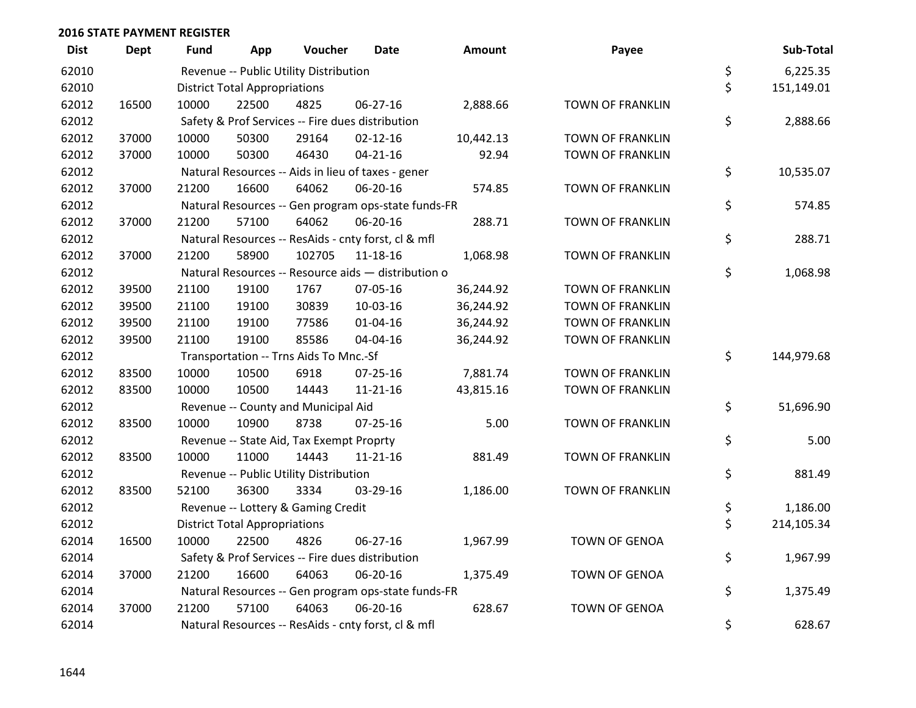## 2016 STATE PAYMENT REGISTER

| Dist | Dept | Fund | App | Voucher | Date | Amount | Payee | | Sub-Total |
|---|---|---|---|---|---|---|---|---|---|
| 62010 | | Revenue -- Public Utility Distribution | | | | | | $ | 6,225.35 |
| 62010 | | District Total Appropriations | | | | | | $ | 151,149.01 |
| 62012 | 16500 | 10000 | 22500 | 4825 | 06-27-16 | 2,888.66 | TOWN OF FRANKLIN | | |
| 62012 | | Safety & Prof Services -- Fire dues distribution | | | | | | $ | 2,888.66 |
| 62012 | 37000 | 10000 | 50300 | 29164 | 02-12-16 | 10,442.13 | TOWN OF FRANKLIN | | |
| 62012 | 37000 | 10000 | 50300 | 46430 | 04-21-16 | 92.94 | TOWN OF FRANKLIN | | |
| 62012 | | Natural Resources -- Aids in lieu of taxes - gener | | | | | | $ | 10,535.07 |
| 62012 | 37000 | 21200 | 16600 | 64062 | 06-20-16 | 574.85 | TOWN OF FRANKLIN | | |
| 62012 | | Natural Resources -- Gen program ops-state funds-FR | | | | | | $ | 574.85 |
| 62012 | 37000 | 21200 | 57100 | 64062 | 06-20-16 | 288.71 | TOWN OF FRANKLIN | | |
| 62012 | | Natural Resources -- ResAids - cnty forst, cl & mfl | | | | | | $ | 288.71 |
| 62012 | 37000 | 21200 | 58900 | 102705 | 11-18-16 | 1,068.98 | TOWN OF FRANKLIN | | |
| 62012 | | Natural Resources -- Resource aids — distribution o | | | | | | $ | 1,068.98 |
| 62012 | 39500 | 21100 | 19100 | 1767 | 07-05-16 | 36,244.92 | TOWN OF FRANKLIN | | |
| 62012 | 39500 | 21100 | 19100 | 30839 | 10-03-16 | 36,244.92 | TOWN OF FRANKLIN | | |
| 62012 | 39500 | 21100 | 19100 | 77586 | 01-04-16 | 36,244.92 | TOWN OF FRANKLIN | | |
| 62012 | 39500 | 21100 | 19100 | 85586 | 04-04-16 | 36,244.92 | TOWN OF FRANKLIN | | |
| 62012 | | Transportation -- Trns Aids To Mnc.-Sf | | | | | | $ | 144,979.68 |
| 62012 | 83500 | 10000 | 10500 | 6918 | 07-25-16 | 7,881.74 | TOWN OF FRANKLIN | | |
| 62012 | 83500 | 10000 | 10500 | 14443 | 11-21-16 | 43,815.16 | TOWN OF FRANKLIN | | |
| 62012 | | Revenue -- County and Municipal Aid | | | | | | $ | 51,696.90 |
| 62012 | 83500 | 10000 | 10900 | 8738 | 07-25-16 | 5.00 | TOWN OF FRANKLIN | | |
| 62012 | | Revenue -- State Aid, Tax Exempt Proprty | | | | | | $ | 5.00 |
| 62012 | 83500 | 10000 | 11000 | 14443 | 11-21-16 | 881.49 | TOWN OF FRANKLIN | | |
| 62012 | | Revenue -- Public Utility Distribution | | | | | | $ | 881.49 |
| 62012 | 83500 | 52100 | 36300 | 3334 | 03-29-16 | 1,186.00 | TOWN OF FRANKLIN | | |
| 62012 | | Revenue -- Lottery & Gaming Credit | | | | | | $ | 1,186.00 |
| 62012 | | District Total Appropriations | | | | | | $ | 214,105.34 |
| 62014 | 16500 | 10000 | 22500 | 4826 | 06-27-16 | 1,967.99 | TOWN OF GENOA | | |
| 62014 | | Safety & Prof Services -- Fire dues distribution | | | | | | $ | 1,967.99 |
| 62014 | 37000 | 21200 | 16600 | 64063 | 06-20-16 | 1,375.49 | TOWN OF GENOA | | |
| 62014 | | Natural Resources -- Gen program ops-state funds-FR | | | | | | $ | 1,375.49 |
| 62014 | 37000 | 21200 | 57100 | 64063 | 06-20-16 | 628.67 | TOWN OF GENOA | | |
| 62014 | | Natural Resources -- ResAids - cnty forst, cl & mfl | | | | | | $ | 628.67 |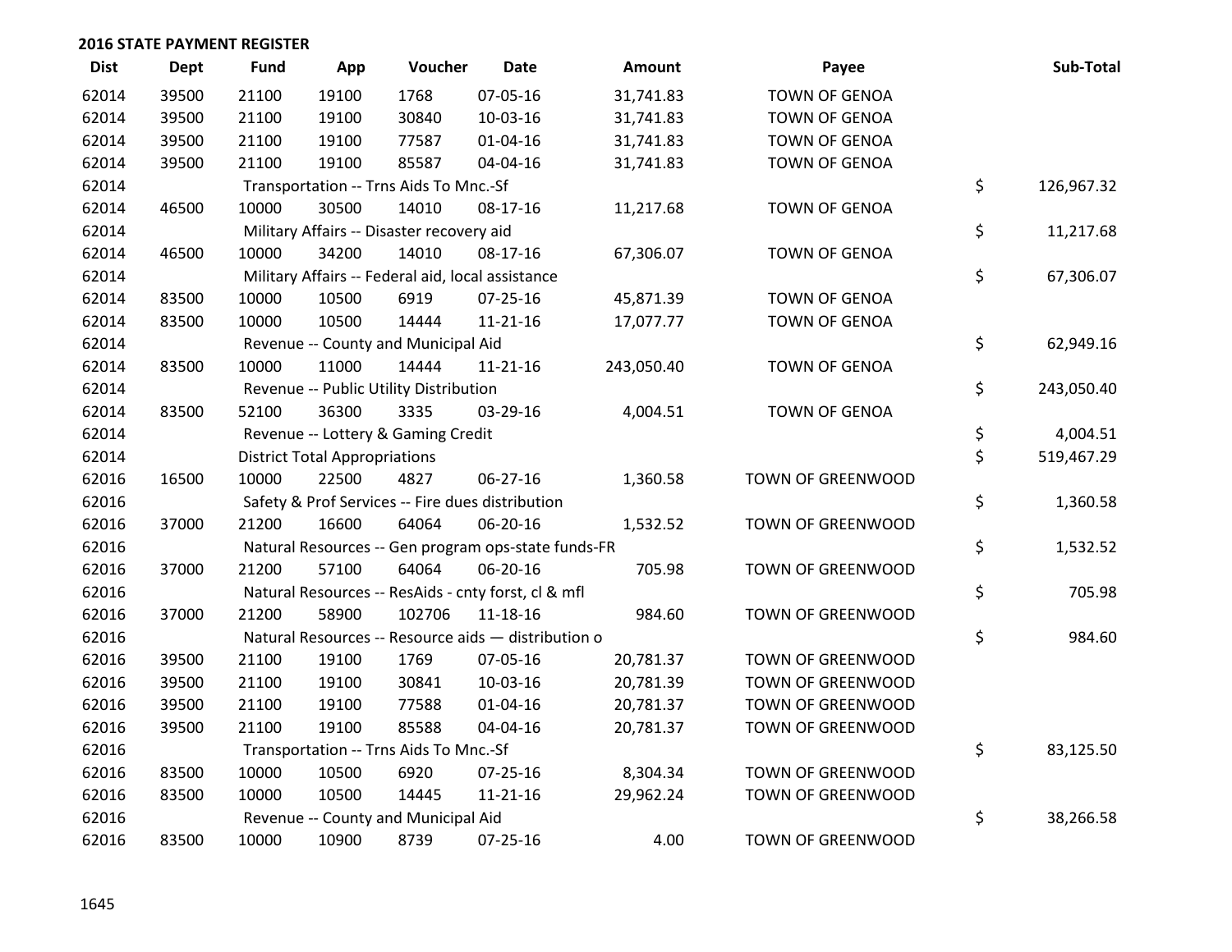# 2016 STATE PAYMENT REGISTER

| Dist | Dept | Fund | App | Voucher | Date | Amount | Payee | Sub-Total |
|---|---|---|---|---|---|---|---|---|
| 62014 | 39500 | 21100 | 19100 | 1768 | 07-05-16 | 31,741.83 | TOWN OF GENOA | |
| 62014 | 39500 | 21100 | 19100 | 30840 | 10-03-16 | 31,741.83 | TOWN OF GENOA | |
| 62014 | 39500 | 21100 | 19100 | 77587 | 01-04-16 | 31,741.83 | TOWN OF GENOA | |
| 62014 | 39500 | 21100 | 19100 | 85587 | 04-04-16 | 31,741.83 | TOWN OF GENOA | |
| 62014 | | Transportation -- Trns Aids To Mnc.-Sf | | | | | | $ 126,967.32 |
| 62014 | 46500 | 10000 | 30500 | 14010 | 08-17-16 | 11,217.68 | TOWN OF GENOA | |
| 62014 | | Military Affairs -- Disaster recovery aid | | | | | | $ 11,217.68 |
| 62014 | 46500 | 10000 | 34200 | 14010 | 08-17-16 | 67,306.07 | TOWN OF GENOA | |
| 62014 | | Military Affairs -- Federal aid, local assistance | | | | | | $ 67,306.07 |
| 62014 | 83500 | 10000 | 10500 | 6919 | 07-25-16 | 45,871.39 | TOWN OF GENOA | |
| 62014 | 83500 | 10000 | 10500 | 14444 | 11-21-16 | 17,077.77 | TOWN OF GENOA | |
| 62014 | | Revenue -- County and Municipal Aid | | | | | | $ 62,949.16 |
| 62014 | 83500 | 10000 | 11000 | 14444 | 11-21-16 | 243,050.40 | TOWN OF GENOA | |
| 62014 | | Revenue -- Public Utility Distribution | | | | | | $ 243,050.40 |
| 62014 | 83500 | 52100 | 36300 | 3335 | 03-29-16 | 4,004.51 | TOWN OF GENOA | |
| 62014 | | Revenue -- Lottery & Gaming Credit | | | | | | $ 4,004.51 |
| 62014 | | District Total Appropriations | | | | | | $ 519,467.29 |
| 62016 | 16500 | 10000 | 22500 | 4827 | 06-27-16 | 1,360.58 | TOWN OF GREENWOOD | |
| 62016 | | Safety & Prof Services -- Fire dues distribution | | | | | | $ 1,360.58 |
| 62016 | 37000 | 21200 | 16600 | 64064 | 06-20-16 | 1,532.52 | TOWN OF GREENWOOD | |
| 62016 | | Natural Resources -- Gen program ops-state funds-FR | | | | | | $ 1,532.52 |
| 62016 | 37000 | 21200 | 57100 | 64064 | 06-20-16 | 705.98 | TOWN OF GREENWOOD | |
| 62016 | | Natural Resources -- ResAids - cnty forst, cl & mfl | | | | | | $ 705.98 |
| 62016 | 37000 | 21200 | 58900 | 102706 | 11-18-16 | 984.60 | TOWN OF GREENWOOD | |
| 62016 | | Natural Resources -- Resource aids — distribution o | | | | | | $ 984.60 |
| 62016 | 39500 | 21100 | 19100 | 1769 | 07-05-16 | 20,781.37 | TOWN OF GREENWOOD | |
| 62016 | 39500 | 21100 | 19100 | 30841 | 10-03-16 | 20,781.39 | TOWN OF GREENWOOD | |
| 62016 | 39500 | 21100 | 19100 | 77588 | 01-04-16 | 20,781.37 | TOWN OF GREENWOOD | |
| 62016 | 39500 | 21100 | 19100 | 85588 | 04-04-16 | 20,781.37 | TOWN OF GREENWOOD | |
| 62016 | | Transportation -- Trns Aids To Mnc.-Sf | | | | | | $ 83,125.50 |
| 62016 | 83500 | 10000 | 10500 | 6920 | 07-25-16 | 8,304.34 | TOWN OF GREENWOOD | |
| 62016 | 83500 | 10000 | 10500 | 14445 | 11-21-16 | 29,962.24 | TOWN OF GREENWOOD | |
| 62016 | | Revenue -- County and Municipal Aid | | | | | | $ 38,266.58 |
| 62016 | 83500 | 10000 | 10900 | 8739 | 07-25-16 | 4.00 | TOWN OF GREENWOOD | |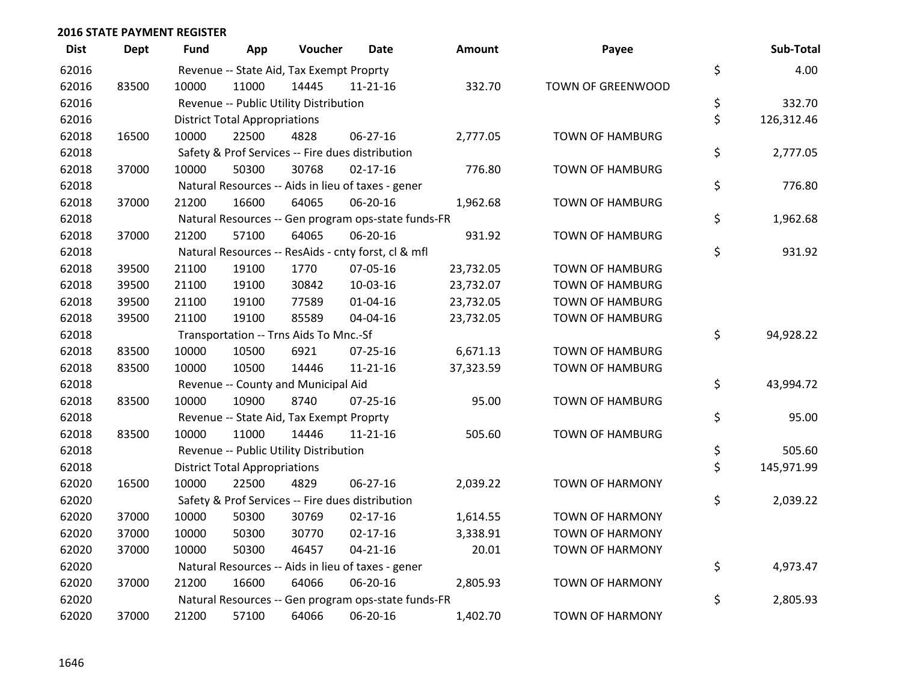## 2016 STATE PAYMENT REGISTER

| Dist | Dept | Fund | App | Voucher | Date | Amount | Payee | Sub-Total |
|---|---|---|---|---|---|---|---|---|
| 62016 | | Revenue -- State Aid, Tax Exempt Proprty | | | | | | $ 4.00 |
| 62016 | 83500 | 10000 | 11000 | 14445 | 11-21-16 | 332.70 | TOWN OF GREENWOOD | |
| 62016 | | Revenue -- Public Utility Distribution | | | | | | $ 332.70 |
| 62016 | | District Total Appropriations | | | | | | $ 126,312.46 |
| 62018 | 16500 | 10000 | 22500 | 4828 | 06-27-16 | 2,777.05 | TOWN OF HAMBURG | |
| 62018 | | Safety & Prof Services -- Fire dues distribution | | | | | | $ 2,777.05 |
| 62018 | 37000 | 10000 | 50300 | 30768 | 02-17-16 | 776.80 | TOWN OF HAMBURG | |
| 62018 | | Natural Resources -- Aids in lieu of taxes - gener | | | | | | $ 776.80 |
| 62018 | 37000 | 21200 | 16600 | 64065 | 06-20-16 | 1,962.68 | TOWN OF HAMBURG | |
| 62018 | | Natural Resources -- Gen program ops-state funds-FR | | | | | | $ 1,962.68 |
| 62018 | 37000 | 21200 | 57100 | 64065 | 06-20-16 | 931.92 | TOWN OF HAMBURG | |
| 62018 | | Natural Resources -- ResAids - cnty forst, cl & mfl | | | | | | $ 931.92 |
| 62018 | 39500 | 21100 | 19100 | 1770 | 07-05-16 | 23,732.05 | TOWN OF HAMBURG | |
| 62018 | 39500 | 21100 | 19100 | 30842 | 10-03-16 | 23,732.07 | TOWN OF HAMBURG | |
| 62018 | 39500 | 21100 | 19100 | 77589 | 01-04-16 | 23,732.05 | TOWN OF HAMBURG | |
| 62018 | 39500 | 21100 | 19100 | 85589 | 04-04-16 | 23,732.05 | TOWN OF HAMBURG | |
| 62018 | | Transportation -- Trns Aids To Mnc.-Sf | | | | | | $ 94,928.22 |
| 62018 | 83500 | 10000 | 10500 | 6921 | 07-25-16 | 6,671.13 | TOWN OF HAMBURG | |
| 62018 | 83500 | 10000 | 10500 | 14446 | 11-21-16 | 37,323.59 | TOWN OF HAMBURG | |
| 62018 | | Revenue -- County and Municipal Aid | | | | | | $ 43,994.72 |
| 62018 | 83500 | 10000 | 10900 | 8740 | 07-25-16 | 95.00 | TOWN OF HAMBURG | |
| 62018 | | Revenue -- State Aid, Tax Exempt Proprty | | | | | | $ 95.00 |
| 62018 | 83500 | 10000 | 11000 | 14446 | 11-21-16 | 505.60 | TOWN OF HAMBURG | |
| 62018 | | Revenue -- Public Utility Distribution | | | | | | $ 505.60 |
| 62018 | | District Total Appropriations | | | | | | $ 145,971.99 |
| 62020 | 16500 | 10000 | 22500 | 4829 | 06-27-16 | 2,039.22 | TOWN OF HARMONY | |
| 62020 | | Safety & Prof Services -- Fire dues distribution | | | | | | $ 2,039.22 |
| 62020 | 37000 | 10000 | 50300 | 30769 | 02-17-16 | 1,614.55 | TOWN OF HARMONY | |
| 62020 | 37000 | 10000 | 50300 | 30770 | 02-17-16 | 3,338.91 | TOWN OF HARMONY | |
| 62020 | 37000 | 10000 | 50300 | 46457 | 04-21-16 | 20.01 | TOWN OF HARMONY | |
| 62020 | | Natural Resources -- Aids in lieu of taxes - gener | | | | | | $ 4,973.47 |
| 62020 | 37000 | 21200 | 16600 | 64066 | 06-20-16 | 2,805.93 | TOWN OF HARMONY | |
| 62020 | | Natural Resources -- Gen program ops-state funds-FR | | | | | | $ 2,805.93 |
| 62020 | 37000 | 21200 | 57100 | 64066 | 06-20-16 | 1,402.70 | TOWN OF HARMONY | |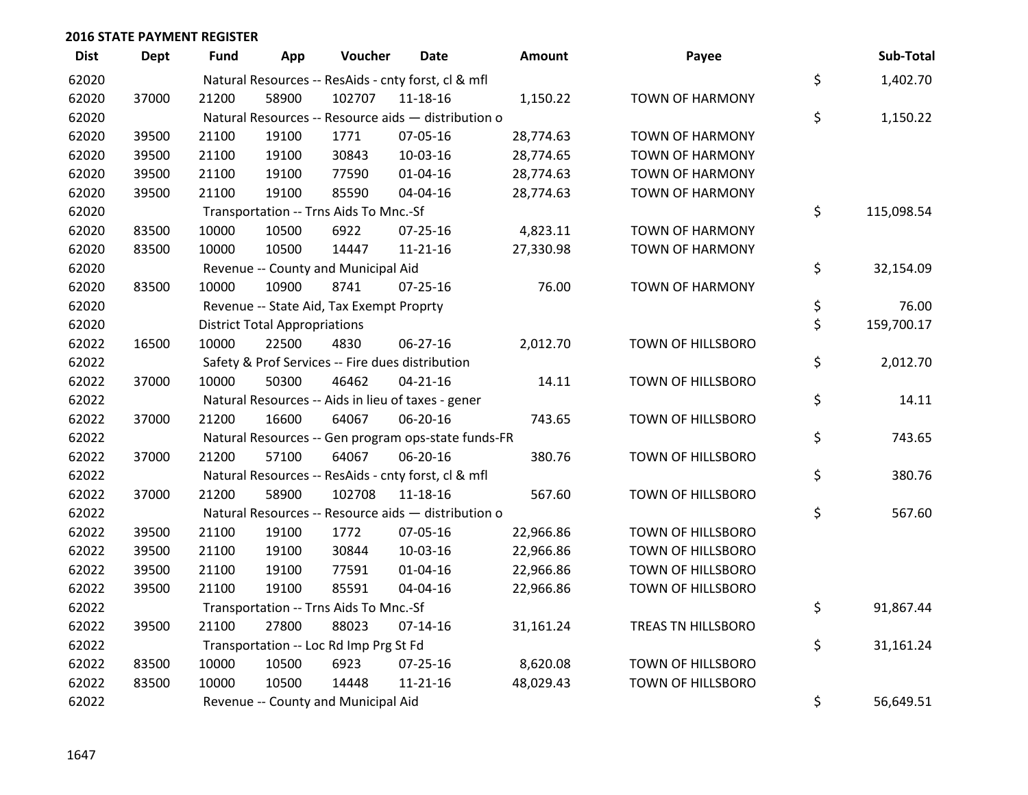## 2016 STATE PAYMENT REGISTER

| Dist | Dept | Fund | App | Voucher | Date | Amount | Payee | | Sub-Total |
|---|---|---|---|---|---|---|---|---|---|
| 62020 | | Natural Resources -- ResAids - cnty forst, cl & mfl | | | | | | $ | 1,402.70 |
| 62020 | 37000 | 21200 | 58900 | 102707 | 11-18-16 | 1,150.22 | TOWN OF HARMONY | | |
| 62020 | | Natural Resources -- Resource aids — distribution o | | | | | | $ | 1,150.22 |
| 62020 | 39500 | 21100 | 19100 | 1771 | 07-05-16 | 28,774.63 | TOWN OF HARMONY | | |
| 62020 | 39500 | 21100 | 19100 | 30843 | 10-03-16 | 28,774.65 | TOWN OF HARMONY | | |
| 62020 | 39500 | 21100 | 19100 | 77590 | 01-04-16 | 28,774.63 | TOWN OF HARMONY | | |
| 62020 | 39500 | 21100 | 19100 | 85590 | 04-04-16 | 28,774.63 | TOWN OF HARMONY | | |
| 62020 | | Transportation -- Trns Aids To Mnc.-Sf | | | | | | $ | 115,098.54 |
| 62020 | 83500 | 10000 | 10500 | 6922 | 07-25-16 | 4,823.11 | TOWN OF HARMONY | | |
| 62020 | 83500 | 10000 | 10500 | 14447 | 11-21-16 | 27,330.98 | TOWN OF HARMONY | | |
| 62020 | | Revenue -- County and Municipal Aid | | | | | | $ | 32,154.09 |
| 62020 | 83500 | 10000 | 10900 | 8741 | 07-25-16 | 76.00 | TOWN OF HARMONY | | |
| 62020 | | Revenue -- State Aid, Tax Exempt Proprty | | | | | | $ | 76.00 |
| 62020 | | District Total Appropriations | | | | | | $ | 159,700.17 |
| 62022 | 16500 | 10000 | 22500 | 4830 | 06-27-16 | 2,012.70 | TOWN OF HILLSBORO | | |
| 62022 | | Safety & Prof Services -- Fire dues distribution | | | | | | $ | 2,012.70 |
| 62022 | 37000 | 10000 | 50300 | 46462 | 04-21-16 | 14.11 | TOWN OF HILLSBORO | | |
| 62022 | | Natural Resources -- Aids in lieu of taxes - gener | | | | | | $ | 14.11 |
| 62022 | 37000 | 21200 | 16600 | 64067 | 06-20-16 | 743.65 | TOWN OF HILLSBORO | | |
| 62022 | | Natural Resources -- Gen program ops-state funds-FR | | | | | | $ | 743.65 |
| 62022 | 37000 | 21200 | 57100 | 64067 | 06-20-16 | 380.76 | TOWN OF HILLSBORO | | |
| 62022 | | Natural Resources -- ResAids - cnty forst, cl & mfl | | | | | | $ | 380.76 |
| 62022 | 37000 | 21200 | 58900 | 102708 | 11-18-16 | 567.60 | TOWN OF HILLSBORO | | |
| 62022 | | Natural Resources -- Resource aids — distribution o | | | | | | $ | 567.60 |
| 62022 | 39500 | 21100 | 19100 | 1772 | 07-05-16 | 22,966.86 | TOWN OF HILLSBORO | | |
| 62022 | 39500 | 21100 | 19100 | 30844 | 10-03-16 | 22,966.86 | TOWN OF HILLSBORO | | |
| 62022 | 39500 | 21100 | 19100 | 77591 | 01-04-16 | 22,966.86 | TOWN OF HILLSBORO | | |
| 62022 | 39500 | 21100 | 19100 | 85591 | 04-04-16 | 22,966.86 | TOWN OF HILLSBORO | | |
| 62022 | | Transportation -- Trns Aids To Mnc.-Sf | | | | | | $ | 91,867.44 |
| 62022 | 39500 | 21100 | 27800 | 88023 | 07-14-16 | 31,161.24 | TREAS TN HILLSBORO | | |
| 62022 | | Transportation -- Loc Rd Imp Prg St Fd | | | | | | $ | 31,161.24 |
| 62022 | 83500 | 10000 | 10500 | 6923 | 07-25-16 | 8,620.08 | TOWN OF HILLSBORO | | |
| 62022 | 83500 | 10000 | 10500 | 14448 | 11-21-16 | 48,029.43 | TOWN OF HILLSBORO | | |
| 62022 | | Revenue -- County and Municipal Aid | | | | | | $ | 56,649.51 |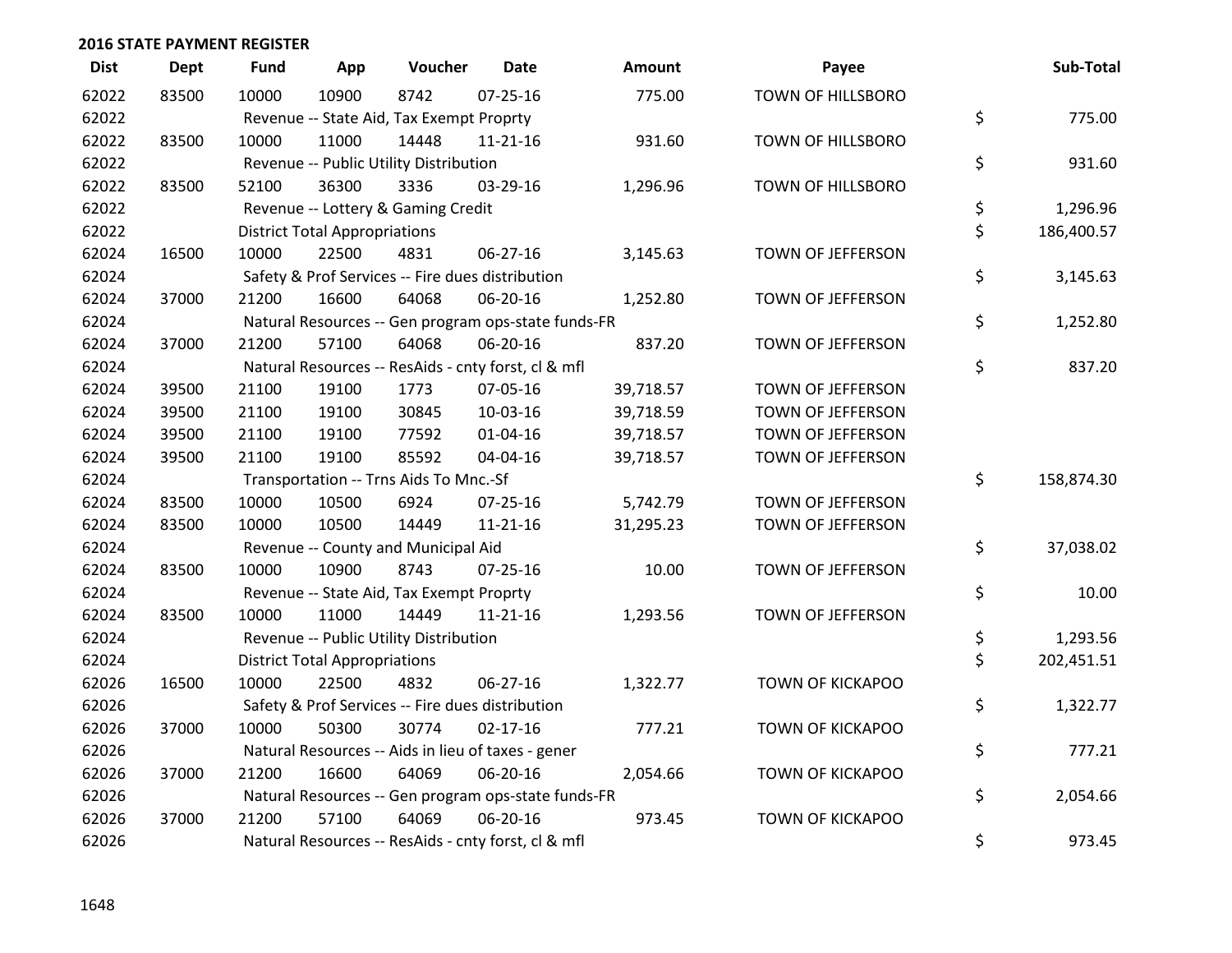## 2016 STATE PAYMENT REGISTER

| Dist | Dept | Fund | App | Voucher | Date | Amount | Payee | Sub-Total |
|---|---|---|---|---|---|---|---|---|
| 62022 | 83500 | 10000 | 10900 | 8742 | 07-25-16 | 775.00 | TOWN OF HILLSBORO | |
| 62022 | | Revenue -- State Aid, Tax Exempt Proprty | | | | | | $ 775.00 |
| 62022 | 83500 | 10000 | 11000 | 14448 | 11-21-16 | 931.60 | TOWN OF HILLSBORO | |
| 62022 | | Revenue -- Public Utility Distribution | | | | | | $ 931.60 |
| 62022 | 83500 | 52100 | 36300 | 3336 | 03-29-16 | 1,296.96 | TOWN OF HILLSBORO | |
| 62022 | | Revenue -- Lottery & Gaming Credit | | | | | | $ 1,296.96 |
| 62022 | | District Total Appropriations | | | | | | $ 186,400.57 |
| 62024 | 16500 | 10000 | 22500 | 4831 | 06-27-16 | 3,145.63 | TOWN OF JEFFERSON | |
| 62024 | | Safety & Prof Services -- Fire dues distribution | | | | | | $ 3,145.63 |
| 62024 | 37000 | 21200 | 16600 | 64068 | 06-20-16 | 1,252.80 | TOWN OF JEFFERSON | |
| 62024 | | Natural Resources -- Gen program ops-state funds-FR | | | | | | $ 1,252.80 |
| 62024 | 37000 | 21200 | 57100 | 64068 | 06-20-16 | 837.20 | TOWN OF JEFFERSON | |
| 62024 | | Natural Resources -- ResAids - cnty forst, cl & mfl | | | | | | $ 837.20 |
| 62024 | 39500 | 21100 | 19100 | 1773 | 07-05-16 | 39,718.57 | TOWN OF JEFFERSON | |
| 62024 | 39500 | 21100 | 19100 | 30845 | 10-03-16 | 39,718.59 | TOWN OF JEFFERSON | |
| 62024 | 39500 | 21100 | 19100 | 77592 | 01-04-16 | 39,718.57 | TOWN OF JEFFERSON | |
| 62024 | 39500 | 21100 | 19100 | 85592 | 04-04-16 | 39,718.57 | TOWN OF JEFFERSON | |
| 62024 | | Transportation -- Trns Aids To Mnc.-Sf | | | | | | $ 158,874.30 |
| 62024 | 83500 | 10000 | 10500 | 6924 | 07-25-16 | 5,742.79 | TOWN OF JEFFERSON | |
| 62024 | 83500 | 10000 | 10500 | 14449 | 11-21-16 | 31,295.23 | TOWN OF JEFFERSON | |
| 62024 | | Revenue -- County and Municipal Aid | | | | | | $ 37,038.02 |
| 62024 | 83500 | 10000 | 10900 | 8743 | 07-25-16 | 10.00 | TOWN OF JEFFERSON | |
| 62024 | | Revenue -- State Aid, Tax Exempt Proprty | | | | | | $ 10.00 |
| 62024 | 83500 | 10000 | 11000 | 14449 | 11-21-16 | 1,293.56 | TOWN OF JEFFERSON | |
| 62024 | | Revenue -- Public Utility Distribution | | | | | | $ 1,293.56 |
| 62024 | | District Total Appropriations | | | | | | $ 202,451.51 |
| 62026 | 16500 | 10000 | 22500 | 4832 | 06-27-16 | 1,322.77 | TOWN OF KICKAPOO | |
| 62026 | | Safety & Prof Services -- Fire dues distribution | | | | | | $ 1,322.77 |
| 62026 | 37000 | 10000 | 50300 | 30774 | 02-17-16 | 777.21 | TOWN OF KICKAPOO | |
| 62026 | | Natural Resources -- Aids in lieu of taxes - gener | | | | | | $ 777.21 |
| 62026 | 37000 | 21200 | 16600 | 64069 | 06-20-16 | 2,054.66 | TOWN OF KICKAPOO | |
| 62026 | | Natural Resources -- Gen program ops-state funds-FR | | | | | | $ 2,054.66 |
| 62026 | 37000 | 21200 | 57100 | 64069 | 06-20-16 | 973.45 | TOWN OF KICKAPOO | |
| 62026 | | Natural Resources -- ResAids - cnty forst, cl & mfl | | | | | | $ 973.45 |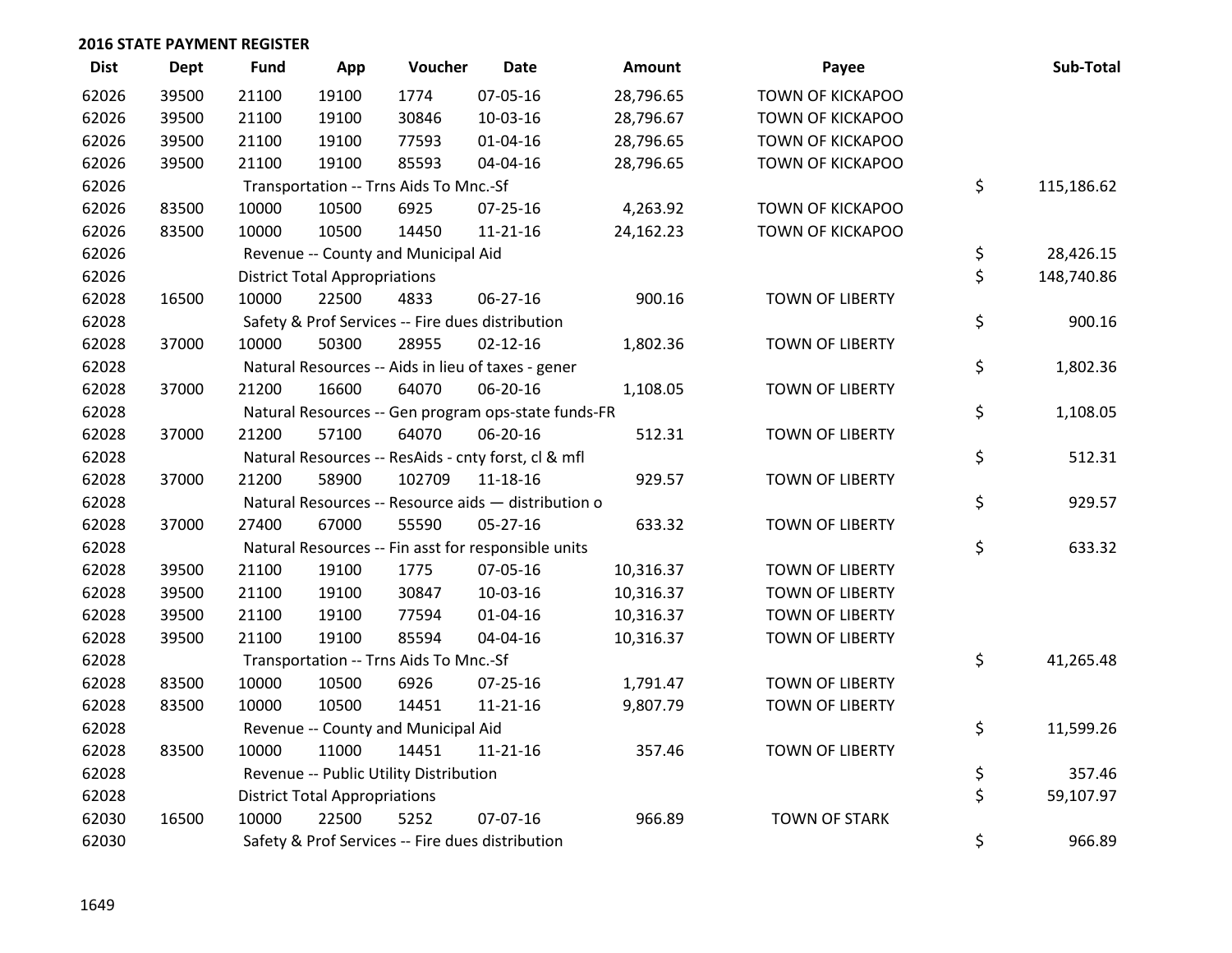## 2016 STATE PAYMENT REGISTER

| Dist | Dept | Fund | App | Voucher | Date | Amount | Payee | Sub-Total |
|---|---|---|---|---|---|---|---|---|
| 62026 | 39500 | 21100 | 19100 | 1774 | 07-05-16 | 28,796.65 | TOWN OF KICKAPOO | |
| 62026 | 39500 | 21100 | 19100 | 30846 | 10-03-16 | 28,796.67 | TOWN OF KICKAPOO | |
| 62026 | 39500 | 21100 | 19100 | 77593 | 01-04-16 | 28,796.65 | TOWN OF KICKAPOO | |
| 62026 | 39500 | 21100 | 19100 | 85593 | 04-04-16 | 28,796.65 | TOWN OF KICKAPOO | |
| 62026 | | Transportation -- Trns Aids To Mnc.-Sf | | | | | | $ 115,186.62 |
| 62026 | 83500 | 10000 | 10500 | 6925 | 07-25-16 | 4,263.92 | TOWN OF KICKAPOO | |
| 62026 | 83500 | 10000 | 10500 | 14450 | 11-21-16 | 24,162.23 | TOWN OF KICKAPOO | |
| 62026 | | Revenue -- County and Municipal Aid | | | | | | $ 28,426.15 |
| 62026 | | District Total Appropriations | | | | | | $ 148,740.86 |
| 62028 | 16500 | 10000 | 22500 | 4833 | 06-27-16 | 900.16 | TOWN OF LIBERTY | |
| 62028 | | Safety & Prof Services -- Fire dues distribution | | | | | | $ 900.16 |
| 62028 | 37000 | 10000 | 50300 | 28955 | 02-12-16 | 1,802.36 | TOWN OF LIBERTY | |
| 62028 | | Natural Resources -- Aids in lieu of taxes - gener | | | | | | $ 1,802.36 |
| 62028 | 37000 | 21200 | 16600 | 64070 | 06-20-16 | 1,108.05 | TOWN OF LIBERTY | |
| 62028 | | Natural Resources -- Gen program ops-state funds-FR | | | | | | $ 1,108.05 |
| 62028 | 37000 | 21200 | 57100 | 64070 | 06-20-16 | 512.31 | TOWN OF LIBERTY | |
| 62028 | | Natural Resources -- ResAids - cnty forst, cl & mfl | | | | | | $ 512.31 |
| 62028 | 37000 | 21200 | 58900 | 102709 | 11-18-16 | 929.57 | TOWN OF LIBERTY | |
| 62028 | | Natural Resources -- Resource aids — distribution o | | | | | | $ 929.57 |
| 62028 | 37000 | 27400 | 67000 | 55590 | 05-27-16 | 633.32 | TOWN OF LIBERTY | |
| 62028 | | Natural Resources -- Fin asst for responsible units | | | | | | $ 633.32 |
| 62028 | 39500 | 21100 | 19100 | 1775 | 07-05-16 | 10,316.37 | TOWN OF LIBERTY | |
| 62028 | 39500 | 21100 | 19100 | 30847 | 10-03-16 | 10,316.37 | TOWN OF LIBERTY | |
| 62028 | 39500 | 21100 | 19100 | 77594 | 01-04-16 | 10,316.37 | TOWN OF LIBERTY | |
| 62028 | 39500 | 21100 | 19100 | 85594 | 04-04-16 | 10,316.37 | TOWN OF LIBERTY | |
| 62028 | | Transportation -- Trns Aids To Mnc.-Sf | | | | | | $ 41,265.48 |
| 62028 | 83500 | 10000 | 10500 | 6926 | 07-25-16 | 1,791.47 | TOWN OF LIBERTY | |
| 62028 | 83500 | 10000 | 10500 | 14451 | 11-21-16 | 9,807.79 | TOWN OF LIBERTY | |
| 62028 | | Revenue -- County and Municipal Aid | | | | | | $ 11,599.26 |
| 62028 | 83500 | 10000 | 11000 | 14451 | 11-21-16 | 357.46 | TOWN OF LIBERTY | |
| 62028 | | Revenue -- Public Utility Distribution | | | | | | $ 357.46 |
| 62028 | | District Total Appropriations | | | | | | $ 59,107.97 |
| 62030 | 16500 | 10000 | 22500 | 5252 | 07-07-16 | 966.89 | TOWN OF STARK | |
| 62030 | | Safety & Prof Services -- Fire dues distribution | | | | | | $ 966.89 |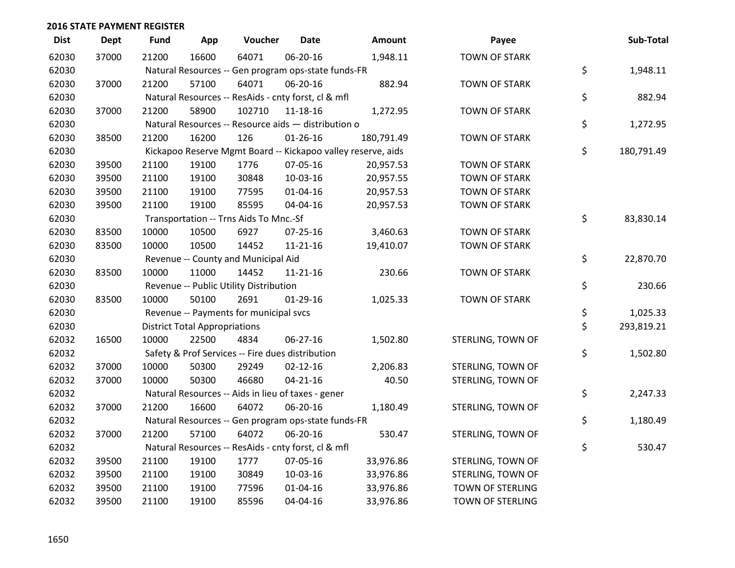## 2016 STATE PAYMENT REGISTER

| Dist | Dept | Fund | App | Voucher | Date | Amount | Payee | Sub-Total |
|---|---|---|---|---|---|---|---|---|
| 62030 | 37000 | 21200 | 16600 | 64071 | 06-20-16 | 1,948.11 | TOWN OF STARK | |
| 62030 | | Natural Resources -- Gen program ops-state funds-FR | | | | | | $ 1,948.11 |
| 62030 | 37000 | 21200 | 57100 | 64071 | 06-20-16 | 882.94 | TOWN OF STARK | |
| 62030 | | Natural Resources -- ResAids - cnty forst, cl & mfl | | | | | | $ 882.94 |
| 62030 | 37000 | 21200 | 58900 | 102710 | 11-18-16 | 1,272.95 | TOWN OF STARK | |
| 62030 | | Natural Resources -- Resource aids — distribution o | | | | | | $ 1,272.95 |
| 62030 | 38500 | 21200 | 16200 | 126 | 01-26-16 | 180,791.49 | TOWN OF STARK | |
| 62030 | | Kickapoo Reserve Mgmt Board -- Kickapoo valley reserve, aids | | | | | | $ 180,791.49 |
| 62030 | 39500 | 21100 | 19100 | 1776 | 07-05-16 | 20,957.53 | TOWN OF STARK | |
| 62030 | 39500 | 21100 | 19100 | 30848 | 10-03-16 | 20,957.55 | TOWN OF STARK | |
| 62030 | 39500 | 21100 | 19100 | 77595 | 01-04-16 | 20,957.53 | TOWN OF STARK | |
| 62030 | 39500 | 21100 | 19100 | 85595 | 04-04-16 | 20,957.53 | TOWN OF STARK | |
| 62030 | | Transportation -- Trns Aids To Mnc.-Sf | | | | | | $ 83,830.14 |
| 62030 | 83500 | 10000 | 10500 | 6927 | 07-25-16 | 3,460.63 | TOWN OF STARK | |
| 62030 | 83500 | 10000 | 10500 | 14452 | 11-21-16 | 19,410.07 | TOWN OF STARK | |
| 62030 | | Revenue -- County and Municipal Aid | | | | | | $ 22,870.70 |
| 62030 | 83500 | 10000 | 11000 | 14452 | 11-21-16 | 230.66 | TOWN OF STARK | |
| 62030 | | Revenue -- Public Utility Distribution | | | | | | $ 230.66 |
| 62030 | 83500 | 10000 | 50100 | 2691 | 01-29-16 | 1,025.33 | TOWN OF STARK | |
| 62030 | | Revenue -- Payments for municipal svcs | | | | | | $ 1,025.33 |
| 62030 | | District Total Appropriations | | | | | | $ 293,819.21 |
| 62032 | 16500 | 10000 | 22500 | 4834 | 06-27-16 | 1,502.80 | STERLING, TOWN OF | |
| 62032 | | Safety & Prof Services -- Fire dues distribution | | | | | | $ 1,502.80 |
| 62032 | 37000 | 10000 | 50300 | 29249 | 02-12-16 | 2,206.83 | STERLING, TOWN OF | |
| 62032 | 37000 | 10000 | 50300 | 46680 | 04-21-16 | 40.50 | STERLING, TOWN OF | |
| 62032 | | Natural Resources -- Aids in lieu of taxes - gener | | | | | | $ 2,247.33 |
| 62032 | 37000 | 21200 | 16600 | 64072 | 06-20-16 | 1,180.49 | STERLING, TOWN OF | |
| 62032 | | Natural Resources -- Gen program ops-state funds-FR | | | | | | $ 1,180.49 |
| 62032 | 37000 | 21200 | 57100 | 64072 | 06-20-16 | 530.47 | STERLING, TOWN OF | |
| 62032 | | Natural Resources -- ResAids - cnty forst, cl & mfl | | | | | | $ 530.47 |
| 62032 | 39500 | 21100 | 19100 | 1777 | 07-05-16 | 33,976.86 | STERLING, TOWN OF | |
| 62032 | 39500 | 21100 | 19100 | 30849 | 10-03-16 | 33,976.86 | STERLING, TOWN OF | |
| 62032 | 39500 | 21100 | 19100 | 77596 | 01-04-16 | 33,976.86 | TOWN OF STERLING | |
| 62032 | 39500 | 21100 | 19100 | 85596 | 04-04-16 | 33,976.86 | TOWN OF STERLING | |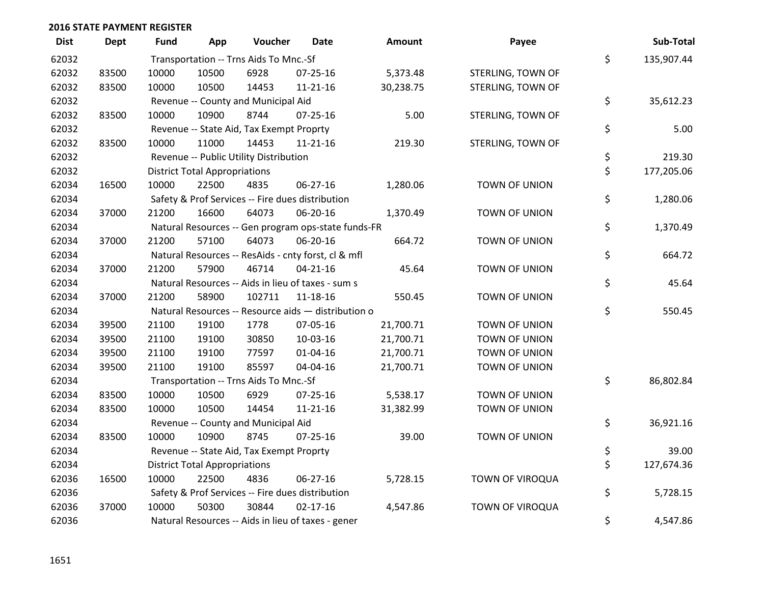## 2016 STATE PAYMENT REGISTER

| Dist | Dept | Fund | App | Voucher | Date | Amount | Payee | | Sub-Total |
|---|---|---|---|---|---|---|---|---|---|
| 62032 | | Transportation -- Trns Aids To Mnc.-Sf | | | | | | $ | 135,907.44 |
| 62032 | 83500 | 10000 | 10500 | 6928 | 07-25-16 | 5,373.48 | STERLING, TOWN OF | | |
| 62032 | 83500 | 10000 | 10500 | 14453 | 11-21-16 | 30,238.75 | STERLING, TOWN OF | | |
| 62032 | | Revenue -- County and Municipal Aid | | | | | | $ | 35,612.23 |
| 62032 | 83500 | 10000 | 10900 | 8744 | 07-25-16 | 5.00 | STERLING, TOWN OF | | |
| 62032 | | Revenue -- State Aid, Tax Exempt Proprty | | | | | | $ | 5.00 |
| 62032 | 83500 | 10000 | 11000 | 14453 | 11-21-16 | 219.30 | STERLING, TOWN OF | | |
| 62032 | | Revenue -- Public Utility Distribution | | | | | | $ | 219.30 |
| 62032 | | District Total Appropriations | | | | | | $ | 177,205.06 |
| 62034 | 16500 | 10000 | 22500 | 4835 | 06-27-16 | 1,280.06 | TOWN OF UNION | | |
| 62034 | | Safety & Prof Services -- Fire dues distribution | | | | | | $ | 1,280.06 |
| 62034 | 37000 | 21200 | 16600 | 64073 | 06-20-16 | 1,370.49 | TOWN OF UNION | | |
| 62034 | | Natural Resources -- Gen program ops-state funds-FR | | | | | | $ | 1,370.49 |
| 62034 | 37000 | 21200 | 57100 | 64073 | 06-20-16 | 664.72 | TOWN OF UNION | | |
| 62034 | | Natural Resources -- ResAids - cnty forst, cl & mfl | | | | | | $ | 664.72 |
| 62034 | 37000 | 21200 | 57900 | 46714 | 04-21-16 | 45.64 | TOWN OF UNION | | |
| 62034 | | Natural Resources -- Aids in lieu of taxes - sum s | | | | | | $ | 45.64 |
| 62034 | 37000 | 21200 | 58900 | 102711 | 11-18-16 | 550.45 | TOWN OF UNION | | |
| 62034 | | Natural Resources -- Resource aids — distribution o | | | | | | $ | 550.45 |
| 62034 | 39500 | 21100 | 19100 | 1778 | 07-05-16 | 21,700.71 | TOWN OF UNION | | |
| 62034 | 39500 | 21100 | 19100 | 30850 | 10-03-16 | 21,700.71 | TOWN OF UNION | | |
| 62034 | 39500 | 21100 | 19100 | 77597 | 01-04-16 | 21,700.71 | TOWN OF UNION | | |
| 62034 | 39500 | 21100 | 19100 | 85597 | 04-04-16 | 21,700.71 | TOWN OF UNION | | |
| 62034 | | Transportation -- Trns Aids To Mnc.-Sf | | | | | | $ | 86,802.84 |
| 62034 | 83500 | 10000 | 10500 | 6929 | 07-25-16 | 5,538.17 | TOWN OF UNION | | |
| 62034 | 83500 | 10000 | 10500 | 14454 | 11-21-16 | 31,382.99 | TOWN OF UNION | | |
| 62034 | | Revenue -- County and Municipal Aid | | | | | | $ | 36,921.16 |
| 62034 | 83500 | 10000 | 10900 | 8745 | 07-25-16 | 39.00 | TOWN OF UNION | | |
| 62034 | | Revenue -- State Aid, Tax Exempt Proprty | | | | | | $ | 39.00 |
| 62034 | | District Total Appropriations | | | | | | $ | 127,674.36 |
| 62036 | 16500 | 10000 | 22500 | 4836 | 06-27-16 | 5,728.15 | TOWN OF VIROQUA | | |
| 62036 | | Safety & Prof Services -- Fire dues distribution | | | | | | $ | 5,728.15 |
| 62036 | 37000 | 10000 | 50300 | 30844 | 02-17-16 | 4,547.86 | TOWN OF VIROQUA | | |
| 62036 | | Natural Resources -- Aids in lieu of taxes - gener | | | | | | $ | 4,547.86 |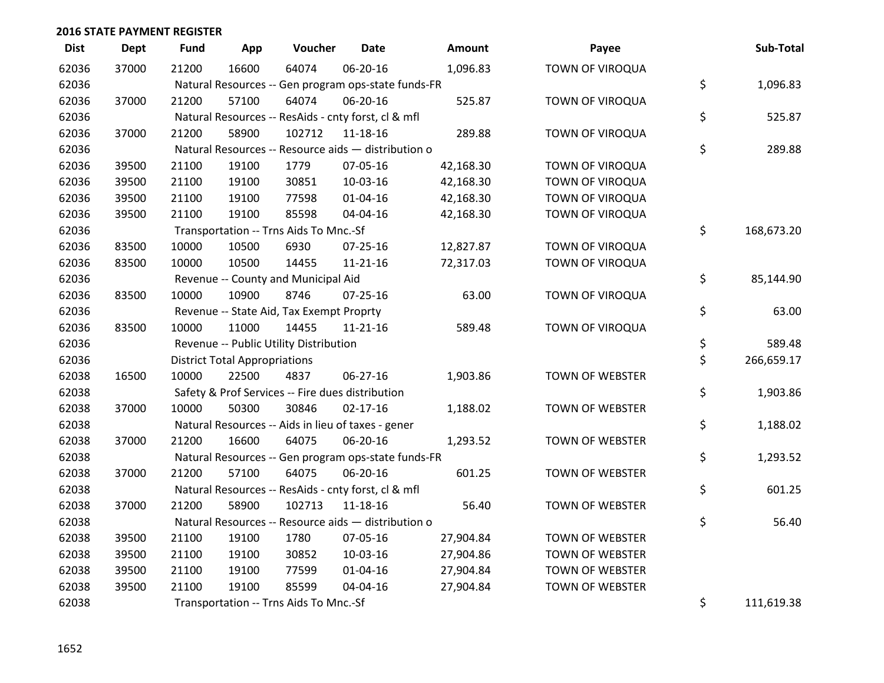## 2016 STATE PAYMENT REGISTER

| Dist | Dept | Fund | App | Voucher | Date | Amount | Payee | Sub-Total |
|---|---|---|---|---|---|---|---|---|
| 62036 | 37000 | 21200 | 16600 | 64074 | 06-20-16 | 1,096.83 | TOWN OF VIROQUA | |
| 62036 | | Natural Resources -- Gen program ops-state funds-FR | | | | | | $ 1,096.83 |
| 62036 | 37000 | 21200 | 57100 | 64074 | 06-20-16 | 525.87 | TOWN OF VIROQUA | |
| 62036 | | Natural Resources -- ResAids - cnty forst, cl & mfl | | | | | | $ 525.87 |
| 62036 | 37000 | 21200 | 58900 | 102712 | 11-18-16 | 289.88 | TOWN OF VIROQUA | |
| 62036 | | Natural Resources -- Resource aids — distribution o | | | | | | $ 289.88 |
| 62036 | 39500 | 21100 | 19100 | 1779 | 07-05-16 | 42,168.30 | TOWN OF VIROQUA | |
| 62036 | 39500 | 21100 | 19100 | 30851 | 10-03-16 | 42,168.30 | TOWN OF VIROQUA | |
| 62036 | 39500 | 21100 | 19100 | 77598 | 01-04-16 | 42,168.30 | TOWN OF VIROQUA | |
| 62036 | 39500 | 21100 | 19100 | 85598 | 04-04-16 | 42,168.30 | TOWN OF VIROQUA | |
| 62036 | | Transportation -- Trns Aids To Mnc.-Sf | | | | | | $ 168,673.20 |
| 62036 | 83500 | 10000 | 10500 | 6930 | 07-25-16 | 12,827.87 | TOWN OF VIROQUA | |
| 62036 | 83500 | 10000 | 10500 | 14455 | 11-21-16 | 72,317.03 | TOWN OF VIROQUA | |
| 62036 | | Revenue -- County and Municipal Aid | | | | | | $ 85,144.90 |
| 62036 | 83500 | 10000 | 10900 | 8746 | 07-25-16 | 63.00 | TOWN OF VIROQUA | |
| 62036 | | Revenue -- State Aid, Tax Exempt Proprty | | | | | | $ 63.00 |
| 62036 | 83500 | 10000 | 11000 | 14455 | 11-21-16 | 589.48 | TOWN OF VIROQUA | |
| 62036 | | Revenue -- Public Utility Distribution | | | | | | $ 589.48 |
| 62036 | | District Total Appropriations | | | | | | $ 266,659.17 |
| 62038 | 16500 | 10000 | 22500 | 4837 | 06-27-16 | 1,903.86 | TOWN OF WEBSTER | |
| 62038 | | Safety & Prof Services -- Fire dues distribution | | | | | | $ 1,903.86 |
| 62038 | 37000 | 10000 | 50300 | 30846 | 02-17-16 | 1,188.02 | TOWN OF WEBSTER | |
| 62038 | | Natural Resources -- Aids in lieu of taxes - gener | | | | | | $ 1,188.02 |
| 62038 | 37000 | 21200 | 16600 | 64075 | 06-20-16 | 1,293.52 | TOWN OF WEBSTER | |
| 62038 | | Natural Resources -- Gen program ops-state funds-FR | | | | | | $ 1,293.52 |
| 62038 | 37000 | 21200 | 57100 | 64075 | 06-20-16 | 601.25 | TOWN OF WEBSTER | |
| 62038 | | Natural Resources -- ResAids - cnty forst, cl & mfl | | | | | | $ 601.25 |
| 62038 | 37000 | 21200 | 58900 | 102713 | 11-18-16 | 56.40 | TOWN OF WEBSTER | |
| 62038 | | Natural Resources -- Resource aids — distribution o | | | | | | $ 56.40 |
| 62038 | 39500 | 21100 | 19100 | 1780 | 07-05-16 | 27,904.84 | TOWN OF WEBSTER | |
| 62038 | 39500 | 21100 | 19100 | 30852 | 10-03-16 | 27,904.86 | TOWN OF WEBSTER | |
| 62038 | 39500 | 21100 | 19100 | 77599 | 01-04-16 | 27,904.84 | TOWN OF WEBSTER | |
| 62038 | 39500 | 21100 | 19100 | 85599 | 04-04-16 | 27,904.84 | TOWN OF WEBSTER | |
| 62038 | | Transportation -- Trns Aids To Mnc.-Sf | | | | | | $ 111,619.38 |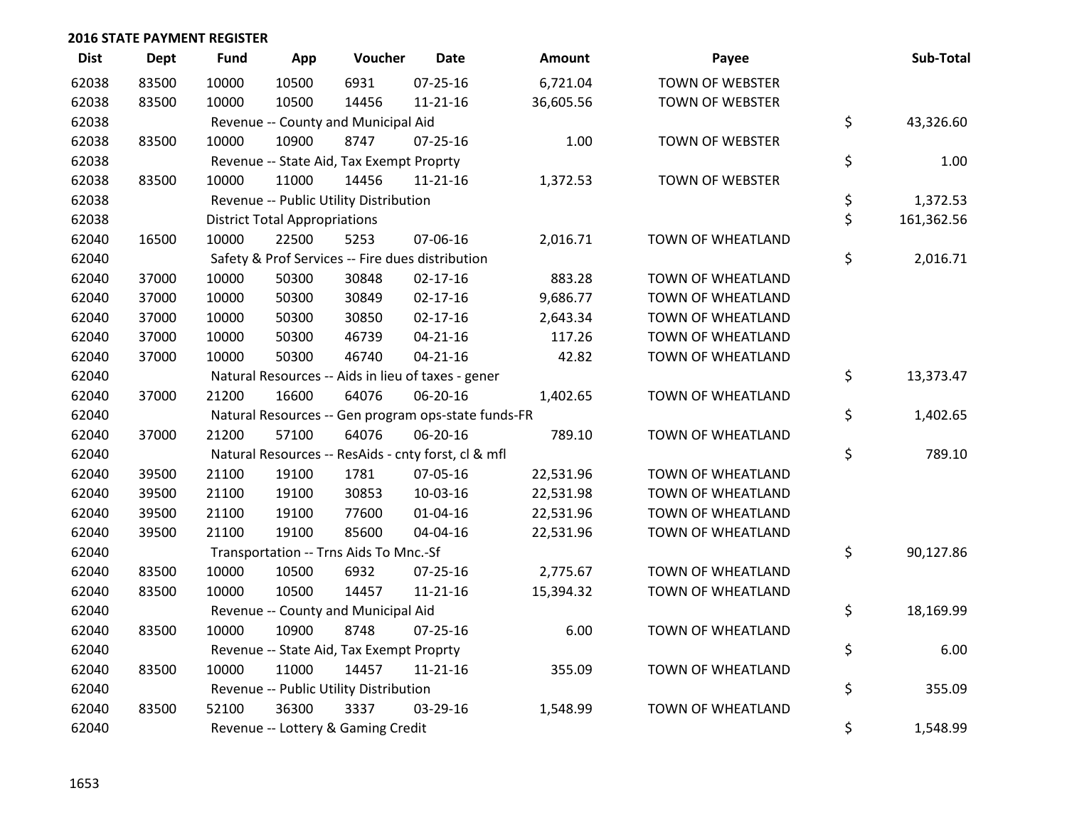## 2016 STATE PAYMENT REGISTER

| Dist | Dept | Fund | App | Voucher | Date | Amount | Payee | Sub-Total |
|---|---|---|---|---|---|---|---|---|
| 62038 | 83500 | 10000 | 10500 | 6931 | 07-25-16 | 6,721.04 | TOWN OF WEBSTER | |
| 62038 | 83500 | 10000 | 10500 | 14456 | 11-21-16 | 36,605.56 | TOWN OF WEBSTER | |
| 62038 | | Revenue -- County and Municipal Aid | | | | | | $ 43,326.60 |
| 62038 | 83500 | 10000 | 10900 | 8747 | 07-25-16 | 1.00 | TOWN OF WEBSTER | |
| 62038 | | Revenue -- State Aid, Tax Exempt Proprty | | | | | | $ 1.00 |
| 62038 | 83500 | 10000 | 11000 | 14456 | 11-21-16 | 1,372.53 | TOWN OF WEBSTER | |
| 62038 | | Revenue -- Public Utility Distribution | | | | | | $ 1,372.53 |
| 62038 | | District Total Appropriations | | | | | | $ 161,362.56 |
| 62040 | 16500 | 10000 | 22500 | 5253 | 07-06-16 | 2,016.71 | TOWN OF WHEATLAND | |
| 62040 | | Safety & Prof Services -- Fire dues distribution | | | | | | $ 2,016.71 |
| 62040 | 37000 | 10000 | 50300 | 30848 | 02-17-16 | 883.28 | TOWN OF WHEATLAND | |
| 62040 | 37000 | 10000 | 50300 | 30849 | 02-17-16 | 9,686.77 | TOWN OF WHEATLAND | |
| 62040 | 37000 | 10000 | 50300 | 30850 | 02-17-16 | 2,643.34 | TOWN OF WHEATLAND | |
| 62040 | 37000 | 10000 | 50300 | 46739 | 04-21-16 | 117.26 | TOWN OF WHEATLAND | |
| 62040 | 37000 | 10000 | 50300 | 46740 | 04-21-16 | 42.82 | TOWN OF WHEATLAND | |
| 62040 | | Natural Resources -- Aids in lieu of taxes - gener | | | | | | $ 13,373.47 |
| 62040 | 37000 | 21200 | 16600 | 64076 | 06-20-16 | 1,402.65 | TOWN OF WHEATLAND | |
| 62040 | | Natural Resources -- Gen program ops-state funds-FR | | | | | | $ 1,402.65 |
| 62040 | 37000 | 21200 | 57100 | 64076 | 06-20-16 | 789.10 | TOWN OF WHEATLAND | |
| 62040 | | Natural Resources -- ResAids - cnty forst, cl & mfl | | | | | | $ 789.10 |
| 62040 | 39500 | 21100 | 19100 | 1781 | 07-05-16 | 22,531.96 | TOWN OF WHEATLAND | |
| 62040 | 39500 | 21100 | 19100 | 30853 | 10-03-16 | 22,531.98 | TOWN OF WHEATLAND | |
| 62040 | 39500 | 21100 | 19100 | 77600 | 01-04-16 | 22,531.96 | TOWN OF WHEATLAND | |
| 62040 | 39500 | 21100 | 19100 | 85600 | 04-04-16 | 22,531.96 | TOWN OF WHEATLAND | |
| 62040 | | Transportation -- Trns Aids To Mnc.-Sf | | | | | | $ 90,127.86 |
| 62040 | 83500 | 10000 | 10500 | 6932 | 07-25-16 | 2,775.67 | TOWN OF WHEATLAND | |
| 62040 | 83500 | 10000 | 10500 | 14457 | 11-21-16 | 15,394.32 | TOWN OF WHEATLAND | |
| 62040 | | Revenue -- County and Municipal Aid | | | | | | $ 18,169.99 |
| 62040 | 83500 | 10000 | 10900 | 8748 | 07-25-16 | 6.00 | TOWN OF WHEATLAND | |
| 62040 | | Revenue -- State Aid, Tax Exempt Proprty | | | | | | $ 6.00 |
| 62040 | 83500 | 10000 | 11000 | 14457 | 11-21-16 | 355.09 | TOWN OF WHEATLAND | |
| 62040 | | Revenue -- Public Utility Distribution | | | | | | $ 355.09 |
| 62040 | 83500 | 52100 | 36300 | 3337 | 03-29-16 | 1,548.99 | TOWN OF WHEATLAND | |
| 62040 | | Revenue -- Lottery & Gaming Credit | | | | | | $ 1,548.99 |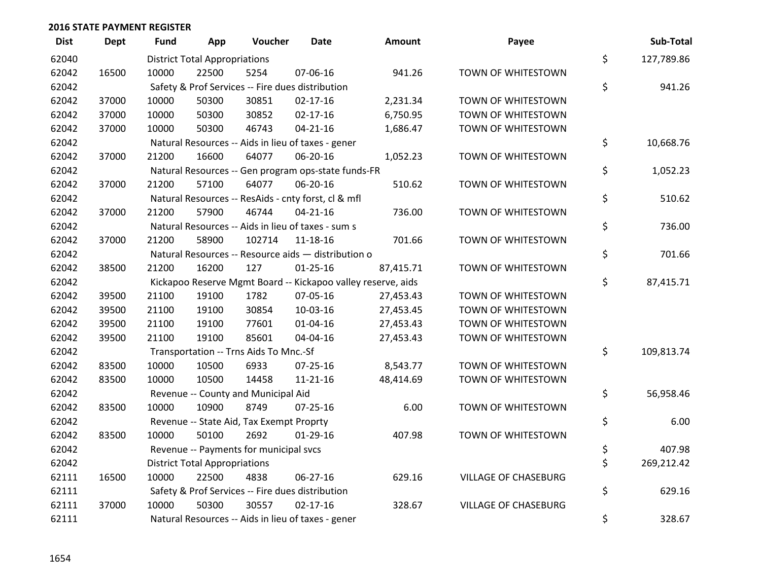## 2016 STATE PAYMENT REGISTER

| Dist | Dept | Fund | App | Voucher | Date | Amount | Payee | | Sub-Total |
|---|---|---|---|---|---|---|---|---|---|
| 62040 | | District Total Appropriations | | | | | | $ | 127,789.86 |
| 62042 | 16500 | 10000 | 22500 | 5254 | 07-06-16 | 941.26 | TOWN OF WHITESTOWN | | |
| 62042 | | Safety & Prof Services -- Fire dues distribution | | | | | | $ | 941.26 |
| 62042 | 37000 | 10000 | 50300 | 30851 | 02-17-16 | 2,231.34 | TOWN OF WHITESTOWN | | |
| 62042 | 37000 | 10000 | 50300 | 30852 | 02-17-16 | 6,750.95 | TOWN OF WHITESTOWN | | |
| 62042 | 37000 | 10000 | 50300 | 46743 | 04-21-16 | 1,686.47 | TOWN OF WHITESTOWN | | |
| 62042 | | Natural Resources -- Aids in lieu of taxes - gener | | | | | | $ | 10,668.76 |
| 62042 | 37000 | 21200 | 16600 | 64077 | 06-20-16 | 1,052.23 | TOWN OF WHITESTOWN | | |
| 62042 | | Natural Resources -- Gen program ops-state funds-FR | | | | | | $ | 1,052.23 |
| 62042 | 37000 | 21200 | 57100 | 64077 | 06-20-16 | 510.62 | TOWN OF WHITESTOWN | | |
| 62042 | | Natural Resources -- ResAids - cnty forst, cl & mfl | | | | | | $ | 510.62 |
| 62042 | 37000 | 21200 | 57900 | 46744 | 04-21-16 | 736.00 | TOWN OF WHITESTOWN | | |
| 62042 | | Natural Resources -- Aids in lieu of taxes - sum s | | | | | | $ | 736.00 |
| 62042 | 37000 | 21200 | 58900 | 102714 | 11-18-16 | 701.66 | TOWN OF WHITESTOWN | | |
| 62042 | | Natural Resources -- Resource aids — distribution o | | | | | | $ | 701.66 |
| 62042 | 38500 | 21200 | 16200 | 127 | 01-25-16 | 87,415.71 | TOWN OF WHITESTOWN | | |
| 62042 | | Kickapoo Reserve Mgmt Board -- Kickapoo valley reserve, aids | | | | | | $ | 87,415.71 |
| 62042 | 39500 | 21100 | 19100 | 1782 | 07-05-16 | 27,453.43 | TOWN OF WHITESTOWN | | |
| 62042 | 39500 | 21100 | 19100 | 30854 | 10-03-16 | 27,453.45 | TOWN OF WHITESTOWN | | |
| 62042 | 39500 | 21100 | 19100 | 77601 | 01-04-16 | 27,453.43 | TOWN OF WHITESTOWN | | |
| 62042 | 39500 | 21100 | 19100 | 85601 | 04-04-16 | 27,453.43 | TOWN OF WHITESTOWN | | |
| 62042 | | Transportation -- Trns Aids To Mnc.-Sf | | | | | | $ | 109,813.74 |
| 62042 | 83500 | 10000 | 10500 | 6933 | 07-25-16 | 8,543.77 | TOWN OF WHITESTOWN | | |
| 62042 | 83500 | 10000 | 10500 | 14458 | 11-21-16 | 48,414.69 | TOWN OF WHITESTOWN | | |
| 62042 | | Revenue -- County and Municipal Aid | | | | | | $ | 56,958.46 |
| 62042 | 83500 | 10000 | 10900 | 8749 | 07-25-16 | 6.00 | TOWN OF WHITESTOWN | | |
| 62042 | | Revenue -- State Aid, Tax Exempt Proprty | | | | | | $ | 6.00 |
| 62042 | 83500 | 10000 | 50100 | 2692 | 01-29-16 | 407.98 | TOWN OF WHITESTOWN | | |
| 62042 | | Revenue -- Payments for municipal svcs | | | | | | $ | 407.98 |
| 62042 | | District Total Appropriations | | | | | | $ | 269,212.42 |
| 62111 | 16500 | 10000 | 22500 | 4838 | 06-27-16 | 629.16 | VILLAGE OF CHASEBURG | | |
| 62111 | | Safety & Prof Services -- Fire dues distribution | | | | | | $ | 629.16 |
| 62111 | 37000 | 10000 | 50300 | 30557 | 02-17-16 | 328.67 | VILLAGE OF CHASEBURG | | |
| 62111 | | Natural Resources -- Aids in lieu of taxes - gener | | | | | | $ | 328.67 |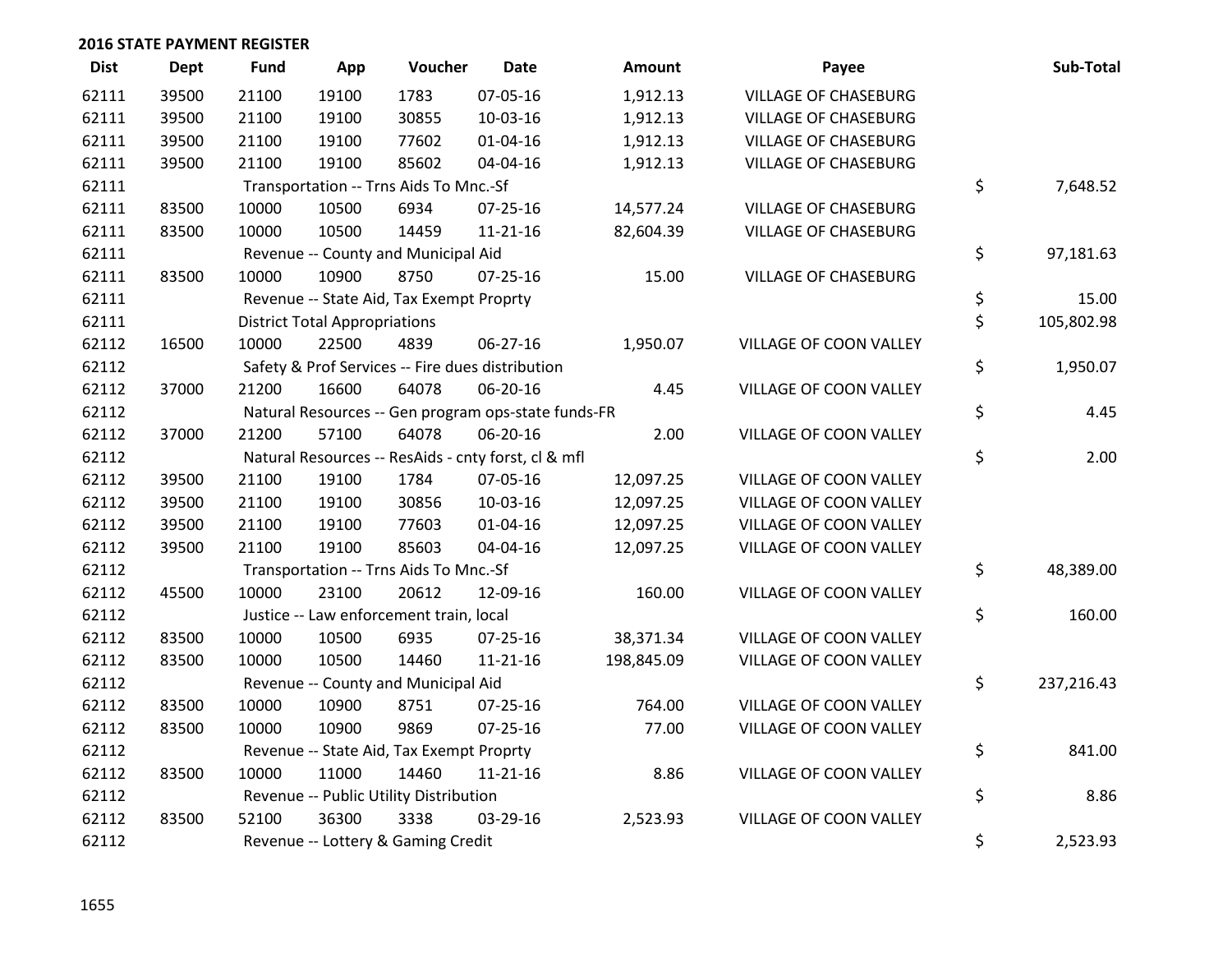## 2016 STATE PAYMENT REGISTER

| Dist | Dept | Fund | App | Voucher | Date | Amount | Payee | Sub-Total |
|---|---|---|---|---|---|---|---|---|
| 62111 | 39500 | 21100 | 19100 | 1783 | 07-05-16 | 1,912.13 | VILLAGE OF CHASEBURG | |
| 62111 | 39500 | 21100 | 19100 | 30855 | 10-03-16 | 1,912.13 | VILLAGE OF CHASEBURG | |
| 62111 | 39500 | 21100 | 19100 | 77602 | 01-04-16 | 1,912.13 | VILLAGE OF CHASEBURG | |
| 62111 | 39500 | 21100 | 19100 | 85602 | 04-04-16 | 1,912.13 | VILLAGE OF CHASEBURG | |
| 62111 | | Transportation -- Trns Aids To Mnc.-Sf | | | | | | $ 7,648.52 |
| 62111 | 83500 | 10000 | 10500 | 6934 | 07-25-16 | 14,577.24 | VILLAGE OF CHASEBURG | |
| 62111 | 83500 | 10000 | 10500 | 14459 | 11-21-16 | 82,604.39 | VILLAGE OF CHASEBURG | |
| 62111 | | Revenue -- County and Municipal Aid | | | | | | $ 97,181.63 |
| 62111 | 83500 | 10000 | 10900 | 8750 | 07-25-16 | 15.00 | VILLAGE OF CHASEBURG | |
| 62111 | | Revenue -- State Aid, Tax Exempt Proprty | | | | | | $ 15.00 |
| 62111 | | District Total Appropriations | | | | | | $ 105,802.98 |
| 62112 | 16500 | 10000 | 22500 | 4839 | 06-27-16 | 1,950.07 | VILLAGE OF COON VALLEY | |
| 62112 | | Safety & Prof Services -- Fire dues distribution | | | | | | $ 1,950.07 |
| 62112 | 37000 | 21200 | 16600 | 64078 | 06-20-16 | 4.45 | VILLAGE OF COON VALLEY | |
| 62112 | | Natural Resources -- Gen program ops-state funds-FR | | | | | | $ 4.45 |
| 62112 | 37000 | 21200 | 57100 | 64078 | 06-20-16 | 2.00 | VILLAGE OF COON VALLEY | |
| 62112 | | Natural Resources -- ResAids - cnty forst, cl & mfl | | | | | | $ 2.00 |
| 62112 | 39500 | 21100 | 19100 | 1784 | 07-05-16 | 12,097.25 | VILLAGE OF COON VALLEY | |
| 62112 | 39500 | 21100 | 19100 | 30856 | 10-03-16 | 12,097.25 | VILLAGE OF COON VALLEY | |
| 62112 | 39500 | 21100 | 19100 | 77603 | 01-04-16 | 12,097.25 | VILLAGE OF COON VALLEY | |
| 62112 | 39500 | 21100 | 19100 | 85603 | 04-04-16 | 12,097.25 | VILLAGE OF COON VALLEY | |
| 62112 | | Transportation -- Trns Aids To Mnc.-Sf | | | | | | $ 48,389.00 |
| 62112 | 45500 | 10000 | 23100 | 20612 | 12-09-16 | 160.00 | VILLAGE OF COON VALLEY | |
| 62112 | | Justice -- Law enforcement train, local | | | | | | $ 160.00 |
| 62112 | 83500 | 10000 | 10500 | 6935 | 07-25-16 | 38,371.34 | VILLAGE OF COON VALLEY | |
| 62112 | 83500 | 10000 | 10500 | 14460 | 11-21-16 | 198,845.09 | VILLAGE OF COON VALLEY | |
| 62112 | | Revenue -- County and Municipal Aid | | | | | | $ 237,216.43 |
| 62112 | 83500 | 10000 | 10900 | 8751 | 07-25-16 | 764.00 | VILLAGE OF COON VALLEY | |
| 62112 | 83500 | 10000 | 10900 | 9869 | 07-25-16 | 77.00 | VILLAGE OF COON VALLEY | |
| 62112 | | Revenue -- State Aid, Tax Exempt Proprty | | | | | | $ 841.00 |
| 62112 | 83500 | 10000 | 11000 | 14460 | 11-21-16 | 8.86 | VILLAGE OF COON VALLEY | |
| 62112 | | Revenue -- Public Utility Distribution | | | | | | $ 8.86 |
| 62112 | 83500 | 52100 | 36300 | 3338 | 03-29-16 | 2,523.93 | VILLAGE OF COON VALLEY | |
| 62112 | | Revenue -- Lottery & Gaming Credit | | | | | | $ 2,523.93 |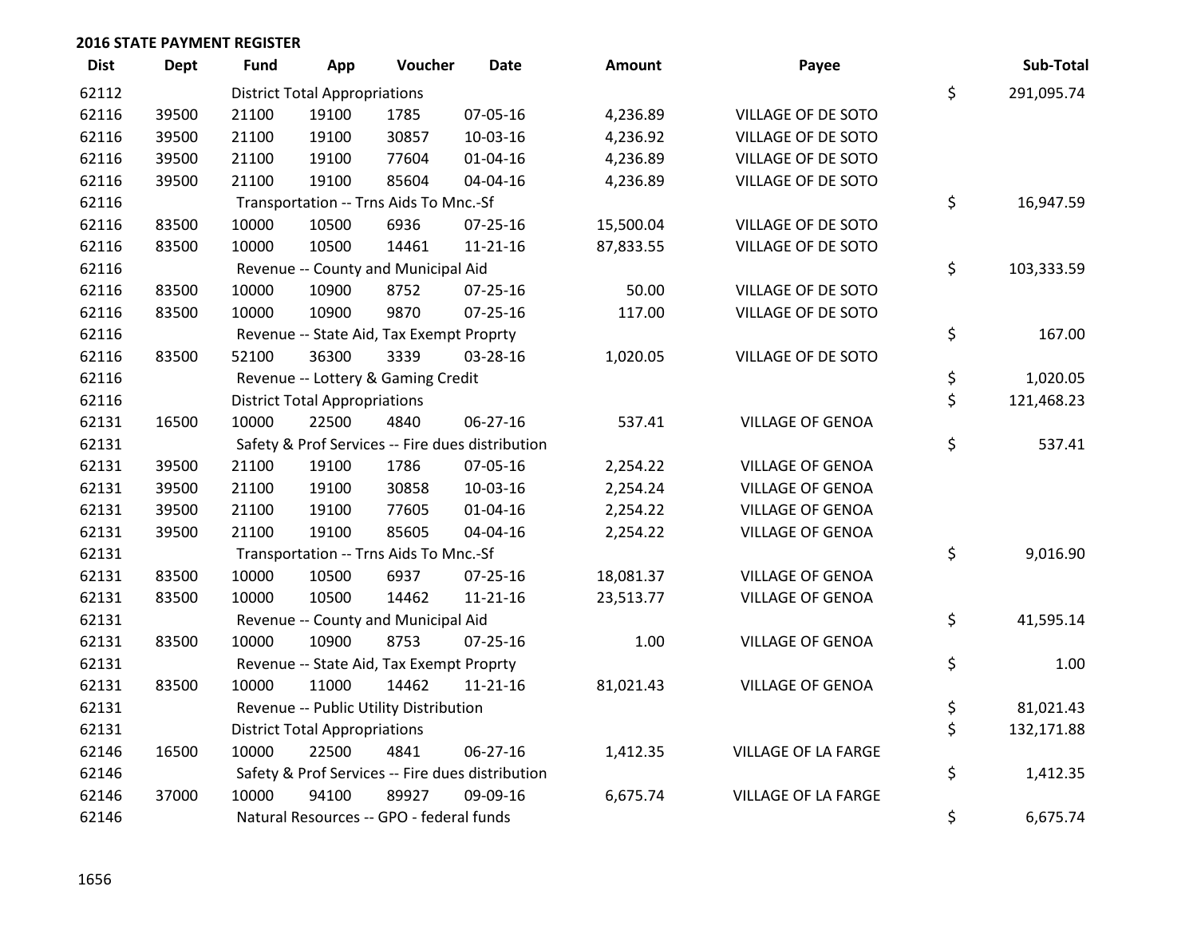## 2016 STATE PAYMENT REGISTER

| Dist | Dept | Fund | App | Voucher | Date | Amount | Payee | Sub-Total |
|---|---|---|---|---|---|---|---|---|
| 62112 | | District Total Appropriations | | | | | | $ 291,095.74 |
| 62116 | 39500 | 21100 | 19100 | 1785 | 07-05-16 | 4,236.89 | VILLAGE OF DE SOTO | |
| 62116 | 39500 | 21100 | 19100 | 30857 | 10-03-16 | 4,236.92 | VILLAGE OF DE SOTO | |
| 62116 | 39500 | 21100 | 19100 | 77604 | 01-04-16 | 4,236.89 | VILLAGE OF DE SOTO | |
| 62116 | 39500 | 21100 | 19100 | 85604 | 04-04-16 | 4,236.89 | VILLAGE OF DE SOTO | |
| 62116 | | Transportation -- Trns Aids To Mnc.-Sf | | | | | | $ 16,947.59 |
| 62116 | 83500 | 10000 | 10500 | 6936 | 07-25-16 | 15,500.04 | VILLAGE OF DE SOTO | |
| 62116 | 83500 | 10000 | 10500 | 14461 | 11-21-16 | 87,833.55 | VILLAGE OF DE SOTO | |
| 62116 | | Revenue -- County and Municipal Aid | | | | | | $ 103,333.59 |
| 62116 | 83500 | 10000 | 10900 | 8752 | 07-25-16 | 50.00 | VILLAGE OF DE SOTO | |
| 62116 | 83500 | 10000 | 10900 | 9870 | 07-25-16 | 117.00 | VILLAGE OF DE SOTO | |
| 62116 | | Revenue -- State Aid, Tax Exempt Proprty | | | | | | $ 167.00 |
| 62116 | 83500 | 52100 | 36300 | 3339 | 03-28-16 | 1,020.05 | VILLAGE OF DE SOTO | |
| 62116 | | Revenue -- Lottery & Gaming Credit | | | | | | $ 1,020.05 |
| 62116 | | District Total Appropriations | | | | | | $ 121,468.23 |
| 62131 | 16500 | 10000 | 22500 | 4840 | 06-27-16 | 537.41 | VILLAGE OF GENOA | |
| 62131 | | Safety & Prof Services -- Fire dues distribution | | | | | | $ 537.41 |
| 62131 | 39500 | 21100 | 19100 | 1786 | 07-05-16 | 2,254.22 | VILLAGE OF GENOA | |
| 62131 | 39500 | 21100 | 19100 | 30858 | 10-03-16 | 2,254.24 | VILLAGE OF GENOA | |
| 62131 | 39500 | 21100 | 19100 | 77605 | 01-04-16 | 2,254.22 | VILLAGE OF GENOA | |
| 62131 | 39500 | 21100 | 19100 | 85605 | 04-04-16 | 2,254.22 | VILLAGE OF GENOA | |
| 62131 | | Transportation -- Trns Aids To Mnc.-Sf | | | | | | $ 9,016.90 |
| 62131 | 83500 | 10000 | 10500 | 6937 | 07-25-16 | 18,081.37 | VILLAGE OF GENOA | |
| 62131 | 83500 | 10000 | 10500 | 14462 | 11-21-16 | 23,513.77 | VILLAGE OF GENOA | |
| 62131 | | Revenue -- County and Municipal Aid | | | | | | $ 41,595.14 |
| 62131 | 83500 | 10000 | 10900 | 8753 | 07-25-16 | 1.00 | VILLAGE OF GENOA | |
| 62131 | | Revenue -- State Aid, Tax Exempt Proprty | | | | | | $ 1.00 |
| 62131 | 83500 | 10000 | 11000 | 14462 | 11-21-16 | 81,021.43 | VILLAGE OF GENOA | |
| 62131 | | Revenue -- Public Utility Distribution | | | | | | $ 81,021.43 |
| 62131 | | District Total Appropriations | | | | | | $ 132,171.88 |
| 62146 | 16500 | 10000 | 22500 | 4841 | 06-27-16 | 1,412.35 | VILLAGE OF LA FARGE | |
| 62146 | | Safety & Prof Services -- Fire dues distribution | | | | | | $ 1,412.35 |
| 62146 | 37000 | 10000 | 94100 | 89927 | 09-09-16 | 6,675.74 | VILLAGE OF LA FARGE | |
| 62146 | | Natural Resources -- GPO - federal funds | | | | | | $ 6,675.74 |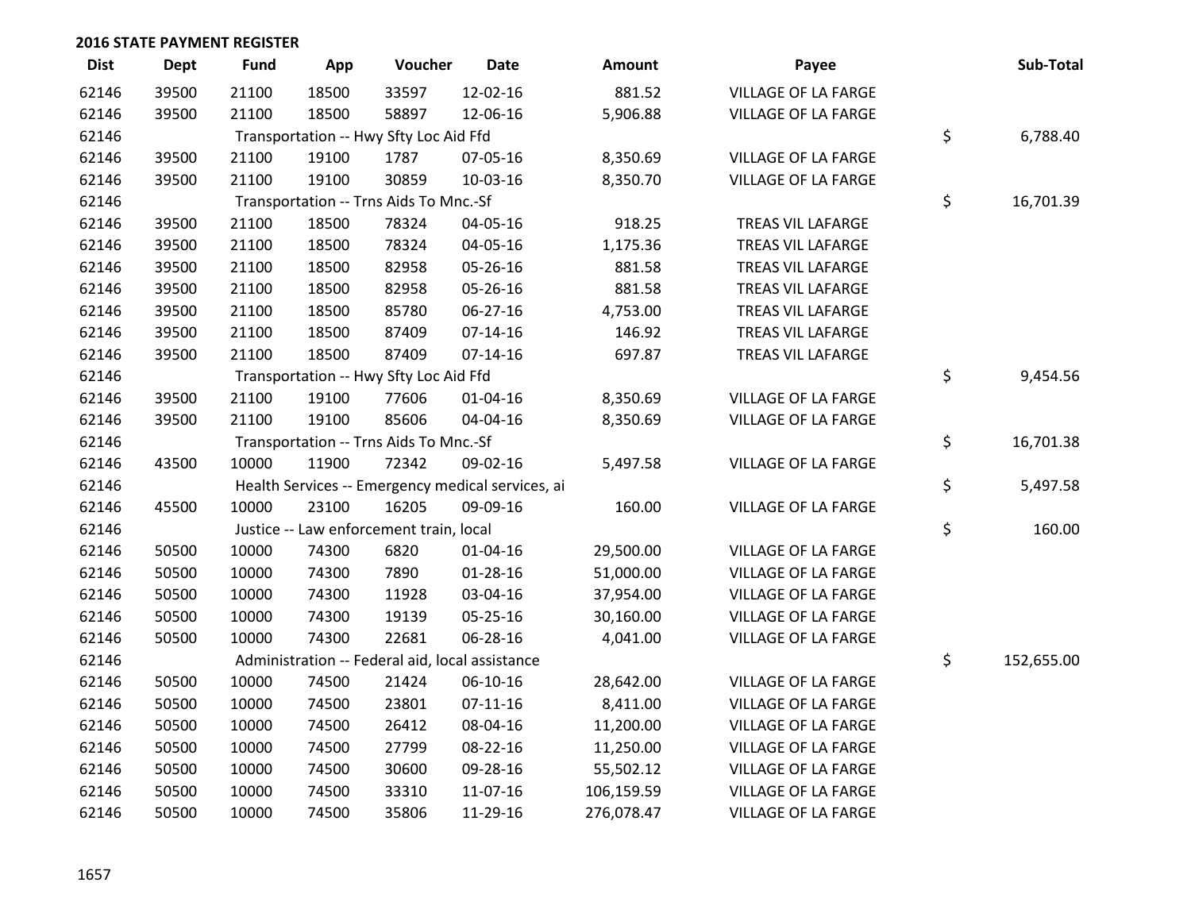**2016 STATE PAYMENT REGISTER**

| Dist | Dept | Fund | App | Voucher | Date | Amount | Payee | Sub-Total |
|---|---|---|---|---|---|---|---|---|
| 62146 | 39500 | 21100 | 18500 | 33597 | 12-02-16 | 881.52 | VILLAGE OF LA FARGE | |
| 62146 | 39500 | 21100 | 18500 | 58897 | 12-06-16 | 5,906.88 | VILLAGE OF LA FARGE | |
| 62146 | | Transportation -- Hwy Sfty Loc Aid Ffd | | | | | | $ 6,788.40 |
| 62146 | 39500 | 21100 | 19100 | 1787 | 07-05-16 | 8,350.69 | VILLAGE OF LA FARGE | |
| 62146 | 39500 | 21100 | 19100 | 30859 | 10-03-16 | 8,350.70 | VILLAGE OF LA FARGE | |
| 62146 | | Transportation -- Trns Aids To Mnc.-Sf | | | | | | $ 16,701.39 |
| 62146 | 39500 | 21100 | 18500 | 78324 | 04-05-16 | 918.25 | TREAS VIL LAFARGE | |
| 62146 | 39500 | 21100 | 18500 | 78324 | 04-05-16 | 1,175.36 | TREAS VIL LAFARGE | |
| 62146 | 39500 | 21100 | 18500 | 82958 | 05-26-16 | 881.58 | TREAS VIL LAFARGE | |
| 62146 | 39500 | 21100 | 18500 | 82958 | 05-26-16 | 881.58 | TREAS VIL LAFARGE | |
| 62146 | 39500 | 21100 | 18500 | 85780 | 06-27-16 | 4,753.00 | TREAS VIL LAFARGE | |
| 62146 | 39500 | 21100 | 18500 | 87409 | 07-14-16 | 146.92 | TREAS VIL LAFARGE | |
| 62146 | 39500 | 21100 | 18500 | 87409 | 07-14-16 | 697.87 | TREAS VIL LAFARGE | |
| 62146 | | Transportation -- Hwy Sfty Loc Aid Ffd | | | | | | $ 9,454.56 |
| 62146 | 39500 | 21100 | 19100 | 77606 | 01-04-16 | 8,350.69 | VILLAGE OF LA FARGE | |
| 62146 | 39500 | 21100 | 19100 | 85606 | 04-04-16 | 8,350.69 | VILLAGE OF LA FARGE | |
| 62146 | | Transportation -- Trns Aids To Mnc.-Sf | | | | | | $ 16,701.38 |
| 62146 | 43500 | 10000 | 11900 | 72342 | 09-02-16 | 5,497.58 | VILLAGE OF LA FARGE | |
| 62146 | | Health Services -- Emergency medical services, ai | | | | | | $ 5,497.58 |
| 62146 | 45500 | 10000 | 23100 | 16205 | 09-09-16 | 160.00 | VILLAGE OF LA FARGE | |
| 62146 | | Justice -- Law enforcement train, local | | | | | | $ 160.00 |
| 62146 | 50500 | 10000 | 74300 | 6820 | 01-04-16 | 29,500.00 | VILLAGE OF LA FARGE | |
| 62146 | 50500 | 10000 | 74300 | 7890 | 01-28-16 | 51,000.00 | VILLAGE OF LA FARGE | |
| 62146 | 50500 | 10000 | 74300 | 11928 | 03-04-16 | 37,954.00 | VILLAGE OF LA FARGE | |
| 62146 | 50500 | 10000 | 74300 | 19139 | 05-25-16 | 30,160.00 | VILLAGE OF LA FARGE | |
| 62146 | 50500 | 10000 | 74300 | 22681 | 06-28-16 | 4,041.00 | VILLAGE OF LA FARGE | |
| 62146 | | Administration -- Federal aid, local assistance | | | | | | $ 152,655.00 |
| 62146 | 50500 | 10000 | 74500 | 21424 | 06-10-16 | 28,642.00 | VILLAGE OF LA FARGE | |
| 62146 | 50500 | 10000 | 74500 | 23801 | 07-11-16 | 8,411.00 | VILLAGE OF LA FARGE | |
| 62146 | 50500 | 10000 | 74500 | 26412 | 08-04-16 | 11,200.00 | VILLAGE OF LA FARGE | |
| 62146 | 50500 | 10000 | 74500 | 27799 | 08-22-16 | 11,250.00 | VILLAGE OF LA FARGE | |
| 62146 | 50500 | 10000 | 74500 | 30600 | 09-28-16 | 55,502.12 | VILLAGE OF LA FARGE | |
| 62146 | 50500 | 10000 | 74500 | 33310 | 11-07-16 | 106,159.59 | VILLAGE OF LA FARGE | |
| 62146 | 50500 | 10000 | 74500 | 35806 | 11-29-16 | 276,078.47 | VILLAGE OF LA FARGE | |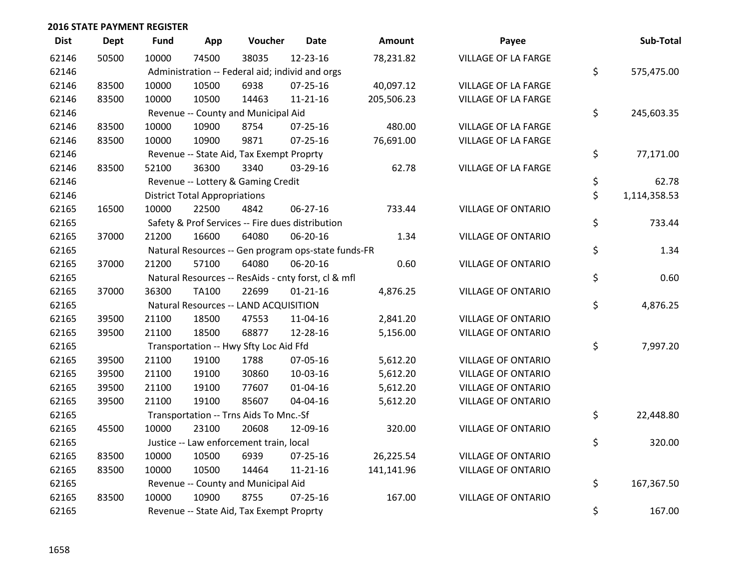## 2016 STATE PAYMENT REGISTER

| Dist | Dept | Fund | App | Voucher | Date | Amount | Payee | Sub-Total |
|---|---|---|---|---|---|---|---|---|
| 62146 | 50500 | 10000 | 74500 | 38035 | 12-23-16 | 78,231.82 | VILLAGE OF LA FARGE | |
| 62146 | | Administration -- Federal aid; individ and orgs | | | | | | $ 575,475.00 |
| 62146 | 83500 | 10000 | 10500 | 6938 | 07-25-16 | 40,097.12 | VILLAGE OF LA FARGE | |
| 62146 | 83500 | 10000 | 10500 | 14463 | 11-21-16 | 205,506.23 | VILLAGE OF LA FARGE | |
| 62146 | | Revenue -- County and Municipal Aid | | | | | | $ 245,603.35 |
| 62146 | 83500 | 10000 | 10900 | 8754 | 07-25-16 | 480.00 | VILLAGE OF LA FARGE | |
| 62146 | 83500 | 10000 | 10900 | 9871 | 07-25-16 | 76,691.00 | VILLAGE OF LA FARGE | |
| 62146 | | Revenue -- State Aid, Tax Exempt Proprty | | | | | | $ 77,171.00 |
| 62146 | 83500 | 52100 | 36300 | 3340 | 03-29-16 | 62.78 | VILLAGE OF LA FARGE | |
| 62146 | | Revenue -- Lottery & Gaming Credit | | | | | | $ 62.78 |
| 62146 | | District Total Appropriations | | | | | | $ 1,114,358.53 |
| 62165 | 16500 | 10000 | 22500 | 4842 | 06-27-16 | 733.44 | VILLAGE OF ONTARIO | |
| 62165 | | Safety & Prof Services -- Fire dues distribution | | | | | | $ 733.44 |
| 62165 | 37000 | 21200 | 16600 | 64080 | 06-20-16 | 1.34 | VILLAGE OF ONTARIO | |
| 62165 | | Natural Resources -- Gen program ops-state funds-FR | | | | | | $ 1.34 |
| 62165 | 37000 | 21200 | 57100 | 64080 | 06-20-16 | 0.60 | VILLAGE OF ONTARIO | |
| 62165 | | Natural Resources -- ResAids - cnty forst, cl & mfl | | | | | | $ 0.60 |
| 62165 | 37000 | 36300 | TA100 | 22699 | 01-21-16 | 4,876.25 | VILLAGE OF ONTARIO | |
| 62165 | | Natural Resources -- LAND ACQUISITION | | | | | | $ 4,876.25 |
| 62165 | 39500 | 21100 | 18500 | 47553 | 11-04-16 | 2,841.20 | VILLAGE OF ONTARIO | |
| 62165 | 39500 | 21100 | 18500 | 68877 | 12-28-16 | 5,156.00 | VILLAGE OF ONTARIO | |
| 62165 | | Transportation -- Hwy Sfty Loc Aid Ffd | | | | | | $ 7,997.20 |
| 62165 | 39500 | 21100 | 19100 | 1788 | 07-05-16 | 5,612.20 | VILLAGE OF ONTARIO | |
| 62165 | 39500 | 21100 | 19100 | 30860 | 10-03-16 | 5,612.20 | VILLAGE OF ONTARIO | |
| 62165 | 39500 | 21100 | 19100 | 77607 | 01-04-16 | 5,612.20 | VILLAGE OF ONTARIO | |
| 62165 | 39500 | 21100 | 19100 | 85607 | 04-04-16 | 5,612.20 | VILLAGE OF ONTARIO | |
| 62165 | | Transportation -- Trns Aids To Mnc.-Sf | | | | | | $ 22,448.80 |
| 62165 | 45500 | 10000 | 23100 | 20608 | 12-09-16 | 320.00 | VILLAGE OF ONTARIO | |
| 62165 | | Justice -- Law enforcement train, local | | | | | | $ 320.00 |
| 62165 | 83500 | 10000 | 10500 | 6939 | 07-25-16 | 26,225.54 | VILLAGE OF ONTARIO | |
| 62165 | 83500 | 10000 | 10500 | 14464 | 11-21-16 | 141,141.96 | VILLAGE OF ONTARIO | |
| 62165 | | Revenue -- County and Municipal Aid | | | | | | $ 167,367.50 |
| 62165 | 83500 | 10000 | 10900 | 8755 | 07-25-16 | 167.00 | VILLAGE OF ONTARIO | |
| 62165 | | Revenue -- State Aid, Tax Exempt Proprty | | | | | | $ 167.00 |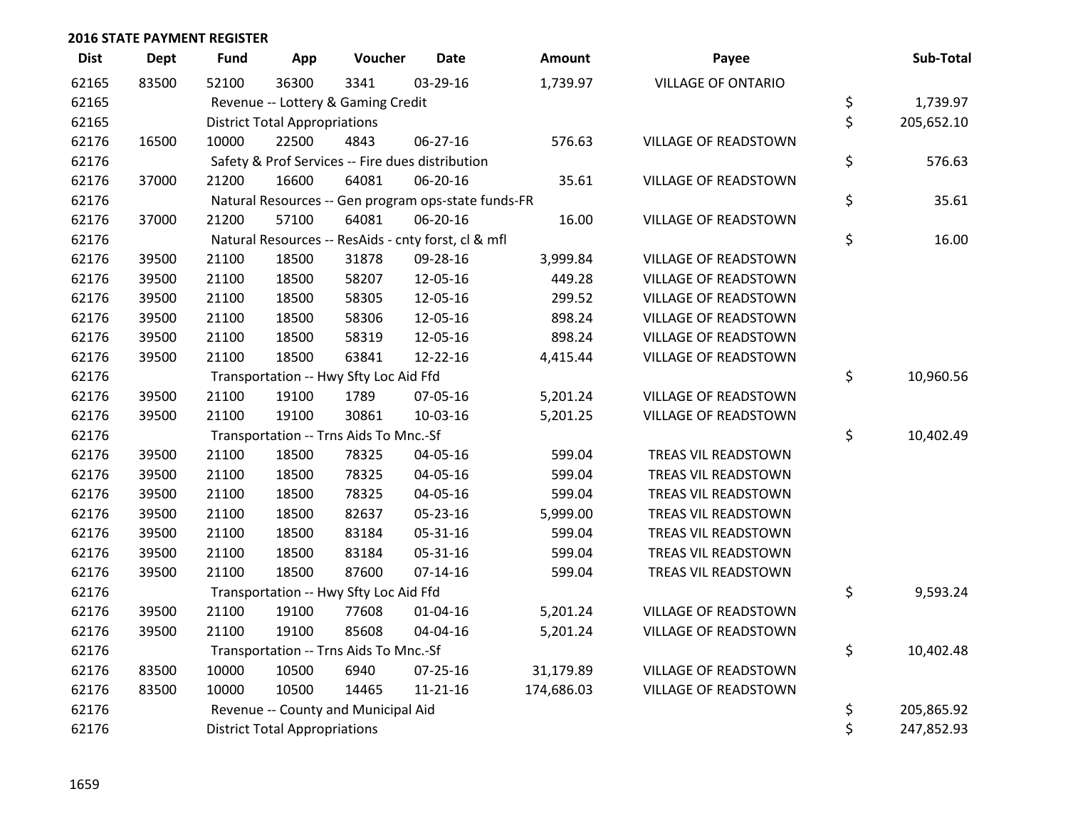## 2016 STATE PAYMENT REGISTER

| Dist | Dept | Fund | App | Voucher | Date | Amount | Payee | Sub-Total |
|---|---|---|---|---|---|---|---|---|
| 62165 | 83500 | 52100 | 36300 | 3341 | 03-29-16 | 1,739.97 | VILLAGE OF ONTARIO | |
| 62165 | | Revenue -- Lottery & Gaming Credit | | | | | | $ 1,739.97 |
| 62165 | | District Total Appropriations | | | | | | $ 205,652.10 |
| 62176 | 16500 | 10000 | 22500 | 4843 | 06-27-16 | 576.63 | VILLAGE OF READSTOWN | |
| 62176 | | Safety & Prof Services -- Fire dues distribution | | | | | | $ 576.63 |
| 62176 | 37000 | 21200 | 16600 | 64081 | 06-20-16 | 35.61 | VILLAGE OF READSTOWN | |
| 62176 | | Natural Resources -- Gen program ops-state funds-FR | | | | | | $ 35.61 |
| 62176 | 37000 | 21200 | 57100 | 64081 | 06-20-16 | 16.00 | VILLAGE OF READSTOWN | |
| 62176 | | Natural Resources -- ResAids - cnty forst, cl & mfl | | | | | | $ 16.00 |
| 62176 | 39500 | 21100 | 18500 | 31878 | 09-28-16 | 3,999.84 | VILLAGE OF READSTOWN | |
| 62176 | 39500 | 21100 | 18500 | 58207 | 12-05-16 | 449.28 | VILLAGE OF READSTOWN | |
| 62176 | 39500 | 21100 | 18500 | 58305 | 12-05-16 | 299.52 | VILLAGE OF READSTOWN | |
| 62176 | 39500 | 21100 | 18500 | 58306 | 12-05-16 | 898.24 | VILLAGE OF READSTOWN | |
| 62176 | 39500 | 21100 | 18500 | 58319 | 12-05-16 | 898.24 | VILLAGE OF READSTOWN | |
| 62176 | 39500 | 21100 | 18500 | 63841 | 12-22-16 | 4,415.44 | VILLAGE OF READSTOWN | |
| 62176 | | Transportation -- Hwy Sfty Loc Aid Ffd | | | | | | $ 10,960.56 |
| 62176 | 39500 | 21100 | 19100 | 1789 | 07-05-16 | 5,201.24 | VILLAGE OF READSTOWN | |
| 62176 | 39500 | 21100 | 19100 | 30861 | 10-03-16 | 5,201.25 | VILLAGE OF READSTOWN | |
| 62176 | | Transportation -- Trns Aids To Mnc.-Sf | | | | | | $ 10,402.49 |
| 62176 | 39500 | 21100 | 18500 | 78325 | 04-05-16 | 599.04 | TREAS VIL READSTOWN | |
| 62176 | 39500 | 21100 | 18500 | 78325 | 04-05-16 | 599.04 | TREAS VIL READSTOWN | |
| 62176 | 39500 | 21100 | 18500 | 78325 | 04-05-16 | 599.04 | TREAS VIL READSTOWN | |
| 62176 | 39500 | 21100 | 18500 | 82637 | 05-23-16 | 5,999.00 | TREAS VIL READSTOWN | |
| 62176 | 39500 | 21100 | 18500 | 83184 | 05-31-16 | 599.04 | TREAS VIL READSTOWN | |
| 62176 | 39500 | 21100 | 18500 | 83184 | 05-31-16 | 599.04 | TREAS VIL READSTOWN | |
| 62176 | 39500 | 21100 | 18500 | 87600 | 07-14-16 | 599.04 | TREAS VIL READSTOWN | |
| 62176 | | Transportation -- Hwy Sfty Loc Aid Ffd | | | | | | $ 9,593.24 |
| 62176 | 39500 | 21100 | 19100 | 77608 | 01-04-16 | 5,201.24 | VILLAGE OF READSTOWN | |
| 62176 | 39500 | 21100 | 19100 | 85608 | 04-04-16 | 5,201.24 | VILLAGE OF READSTOWN | |
| 62176 | | Transportation -- Trns Aids To Mnc.-Sf | | | | | | $ 10,402.48 |
| 62176 | 83500 | 10000 | 10500 | 6940 | 07-25-16 | 31,179.89 | VILLAGE OF READSTOWN | |
| 62176 | 83500 | 10000 | 10500 | 14465 | 11-21-16 | 174,686.03 | VILLAGE OF READSTOWN | |
| 62176 | | Revenue -- County and Municipal Aid | | | | | | $ 205,865.92 |
| 62176 | | District Total Appropriations | | | | | | $ 247,852.93 |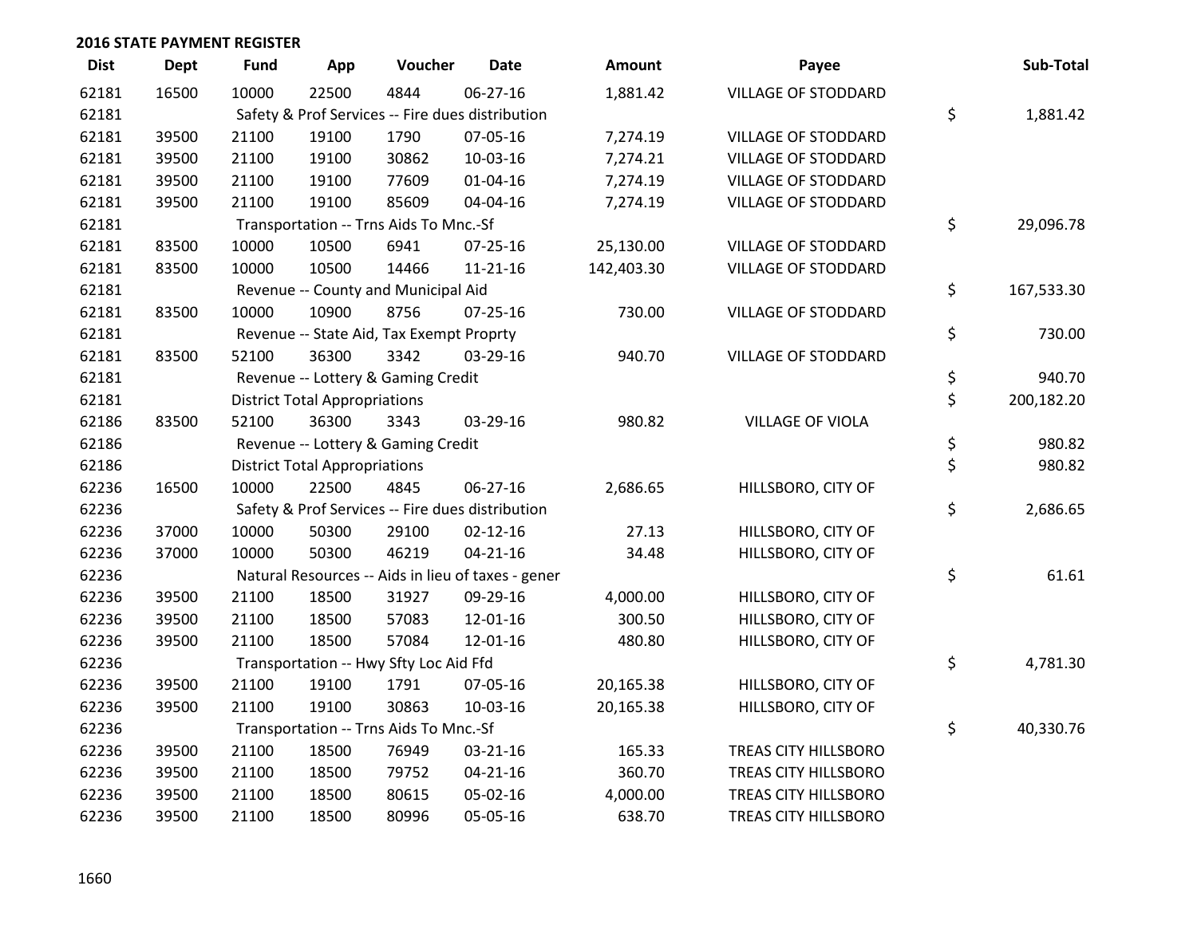**2016 STATE PAYMENT REGISTER**

| Dist | Dept | Fund | App | Voucher | Date | Amount | Payee | Sub-Total |
|---|---|---|---|---|---|---|---|---|
| 62181 | 16500 | 10000 | 22500 | 4844 | 06-27-16 | 1,881.42 | VILLAGE OF STODDARD | |
| 62181 | | Safety & Prof Services -- Fire dues distribution | | | | | | $ 1,881.42 |
| 62181 | 39500 | 21100 | 19100 | 1790 | 07-05-16 | 7,274.19 | VILLAGE OF STODDARD | |
| 62181 | 39500 | 21100 | 19100 | 30862 | 10-03-16 | 7,274.21 | VILLAGE OF STODDARD | |
| 62181 | 39500 | 21100 | 19100 | 77609 | 01-04-16 | 7,274.19 | VILLAGE OF STODDARD | |
| 62181 | 39500 | 21100 | 19100 | 85609 | 04-04-16 | 7,274.19 | VILLAGE OF STODDARD | |
| 62181 | | Transportation -- Trns Aids To Mnc.-Sf | | | | | | $ 29,096.78 |
| 62181 | 83500 | 10000 | 10500 | 6941 | 07-25-16 | 25,130.00 | VILLAGE OF STODDARD | |
| 62181 | 83500 | 10000 | 10500 | 14466 | 11-21-16 | 142,403.30 | VILLAGE OF STODDARD | |
| 62181 | | Revenue -- County and Municipal Aid | | | | | | $ 167,533.30 |
| 62181 | 83500 | 10000 | 10900 | 8756 | 07-25-16 | 730.00 | VILLAGE OF STODDARD | |
| 62181 | | Revenue -- State Aid, Tax Exempt Proprty | | | | | | $ 730.00 |
| 62181 | 83500 | 52100 | 36300 | 3342 | 03-29-16 | 940.70 | VILLAGE OF STODDARD | |
| 62181 | | Revenue -- Lottery & Gaming Credit | | | | | | $ 940.70 |
| 62181 | | District Total Appropriations | | | | | | $ 200,182.20 |
| 62186 | 83500 | 52100 | 36300 | 3343 | 03-29-16 | 980.82 | VILLAGE OF VIOLA | |
| 62186 | | Revenue -- Lottery & Gaming Credit | | | | | | $ 980.82 |
| 62186 | | District Total Appropriations | | | | | | $ 980.82 |
| 62236 | 16500 | 10000 | 22500 | 4845 | 06-27-16 | 2,686.65 | HILLSBORO, CITY OF | |
| 62236 | | Safety & Prof Services -- Fire dues distribution | | | | | | $ 2,686.65 |
| 62236 | 37000 | 10000 | 50300 | 29100 | 02-12-16 | 27.13 | HILLSBORO, CITY OF | |
| 62236 | 37000 | 10000 | 50300 | 46219 | 04-21-16 | 34.48 | HILLSBORO, CITY OF | |
| 62236 | | Natural Resources -- Aids in lieu of taxes - gener | | | | | | $ 61.61 |
| 62236 | 39500 | 21100 | 18500 | 31927 | 09-29-16 | 4,000.00 | HILLSBORO, CITY OF | |
| 62236 | 39500 | 21100 | 18500 | 57083 | 12-01-16 | 300.50 | HILLSBORO, CITY OF | |
| 62236 | 39500 | 21100 | 18500 | 57084 | 12-01-16 | 480.80 | HILLSBORO, CITY OF | |
| 62236 | | Transportation -- Hwy Sfty Loc Aid Ffd | | | | | | $ 4,781.30 |
| 62236 | 39500 | 21100 | 19100 | 1791 | 07-05-16 | 20,165.38 | HILLSBORO, CITY OF | |
| 62236 | 39500 | 21100 | 19100 | 30863 | 10-03-16 | 20,165.38 | HILLSBORO, CITY OF | |
| 62236 | | Transportation -- Trns Aids To Mnc.-Sf | | | | | | $ 40,330.76 |
| 62236 | 39500 | 21100 | 18500 | 76949 | 03-21-16 | 165.33 | TREAS CITY HILLSBORO | |
| 62236 | 39500 | 21100 | 18500 | 79752 | 04-21-16 | 360.70 | TREAS CITY HILLSBORO | |
| 62236 | 39500 | 21100 | 18500 | 80615 | 05-02-16 | 4,000.00 | TREAS CITY HILLSBORO | |
| 62236 | 39500 | 21100 | 18500 | 80996 | 05-05-16 | 638.70 | TREAS CITY HILLSBORO | |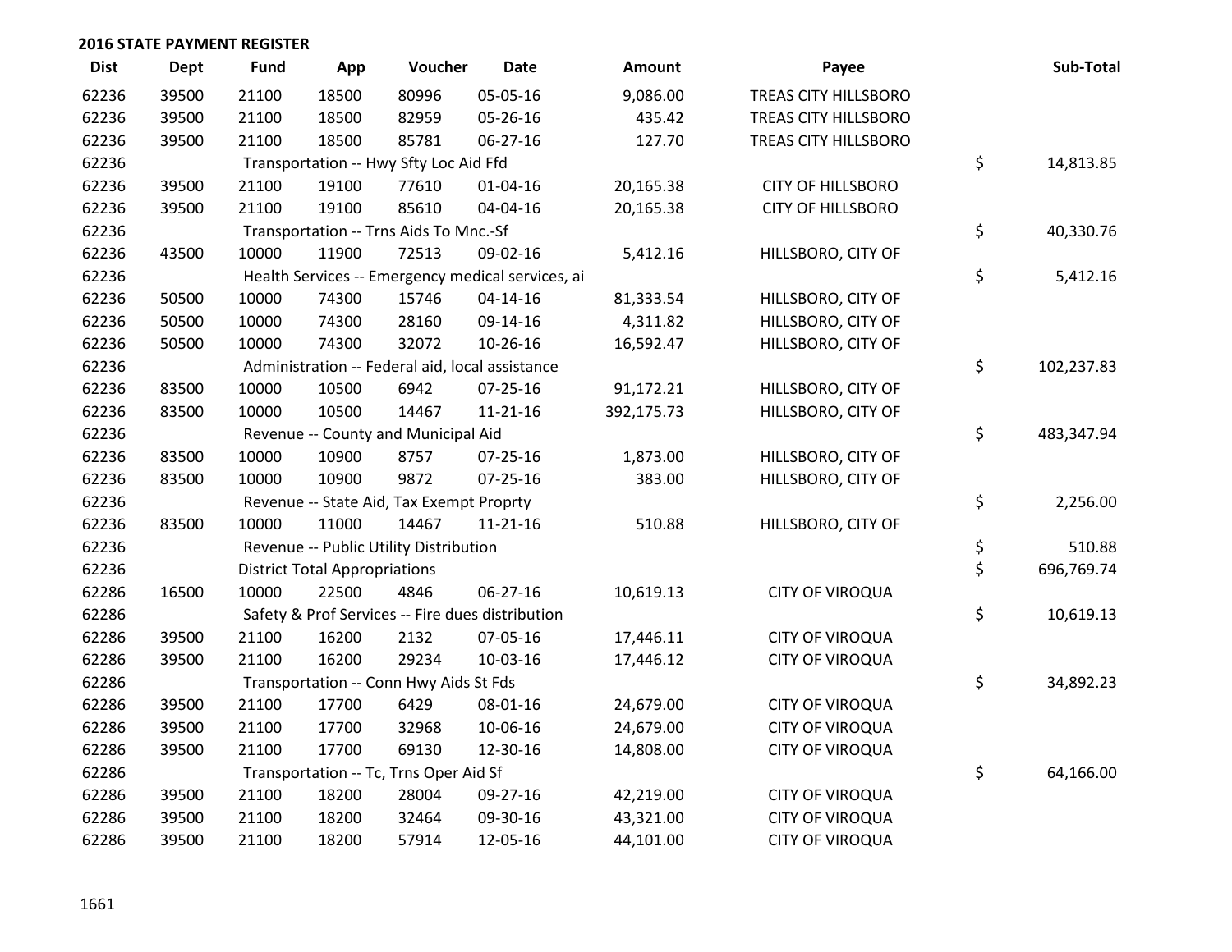## 2016 STATE PAYMENT REGISTER

| Dist | Dept | Fund | App | Voucher | Date | Amount | Payee | Sub-Total |
|---|---|---|---|---|---|---|---|---|
| 62236 | 39500 | 21100 | 18500 | 80996 | 05-05-16 | 9,086.00 | TREAS CITY HILLSBORO | |
| 62236 | 39500 | 21100 | 18500 | 82959 | 05-26-16 | 435.42 | TREAS CITY HILLSBORO | |
| 62236 | 39500 | 21100 | 18500 | 85781 | 06-27-16 | 127.70 | TREAS CITY HILLSBORO | |
| 62236 | | Transportation -- Hwy Sfty Loc Aid Ffd | | | | | | $ 14,813.85 |
| 62236 | 39500 | 21100 | 19100 | 77610 | 01-04-16 | 20,165.38 | CITY OF HILLSBORO | |
| 62236 | 39500 | 21100 | 19100 | 85610 | 04-04-16 | 20,165.38 | CITY OF HILLSBORO | |
| 62236 | | Transportation -- Trns Aids To Mnc.-Sf | | | | | | $ 40,330.76 |
| 62236 | 43500 | 10000 | 11900 | 72513 | 09-02-16 | 5,412.16 | HILLSBORO, CITY OF | |
| 62236 | | Health Services -- Emergency medical services, ai | | | | | | $ 5,412.16 |
| 62236 | 50500 | 10000 | 74300 | 15746 | 04-14-16 | 81,333.54 | HILLSBORO, CITY OF | |
| 62236 | 50500 | 10000 | 74300 | 28160 | 09-14-16 | 4,311.82 | HILLSBORO, CITY OF | |
| 62236 | 50500 | 10000 | 74300 | 32072 | 10-26-16 | 16,592.47 | HILLSBORO, CITY OF | |
| 62236 | | Administration -- Federal aid, local assistance | | | | | | $ 102,237.83 |
| 62236 | 83500 | 10000 | 10500 | 6942 | 07-25-16 | 91,172.21 | HILLSBORO, CITY OF | |
| 62236 | 83500 | 10000 | 10500 | 14467 | 11-21-16 | 392,175.73 | HILLSBORO, CITY OF | |
| 62236 | | Revenue -- County and Municipal Aid | | | | | | $ 483,347.94 |
| 62236 | 83500 | 10000 | 10900 | 8757 | 07-25-16 | 1,873.00 | HILLSBORO, CITY OF | |
| 62236 | 83500 | 10000 | 10900 | 9872 | 07-25-16 | 383.00 | HILLSBORO, CITY OF | |
| 62236 | | Revenue -- State Aid, Tax Exempt Proprty | | | | | | $ 2,256.00 |
| 62236 | 83500 | 10000 | 11000 | 14467 | 11-21-16 | 510.88 | HILLSBORO, CITY OF | |
| 62236 | | Revenue -- Public Utility Distribution | | | | | | $ 510.88 |
| 62236 | | District Total Appropriations | | | | | | $ 696,769.74 |
| 62286 | 16500 | 10000 | 22500 | 4846 | 06-27-16 | 10,619.13 | CITY OF VIROQUA | |
| 62286 | | Safety & Prof Services -- Fire dues distribution | | | | | | $ 10,619.13 |
| 62286 | 39500 | 21100 | 16200 | 2132 | 07-05-16 | 17,446.11 | CITY OF VIROQUA | |
| 62286 | 39500 | 21100 | 16200 | 29234 | 10-03-16 | 17,446.12 | CITY OF VIROQUA | |
| 62286 | | Transportation -- Conn Hwy Aids St Fds | | | | | | $ 34,892.23 |
| 62286 | 39500 | 21100 | 17700 | 6429 | 08-01-16 | 24,679.00 | CITY OF VIROQUA | |
| 62286 | 39500 | 21100 | 17700 | 32968 | 10-06-16 | 24,679.00 | CITY OF VIROQUA | |
| 62286 | 39500 | 21100 | 17700 | 69130 | 12-30-16 | 14,808.00 | CITY OF VIROQUA | |
| 62286 | | Transportation -- Tc, Trns Oper Aid Sf | | | | | | $ 64,166.00 |
| 62286 | 39500 | 21100 | 18200 | 28004 | 09-27-16 | 42,219.00 | CITY OF VIROQUA | |
| 62286 | 39500 | 21100 | 18200 | 32464 | 09-30-16 | 43,321.00 | CITY OF VIROQUA | |
| 62286 | 39500 | 21100 | 18200 | 57914 | 12-05-16 | 44,101.00 | CITY OF VIROQUA | |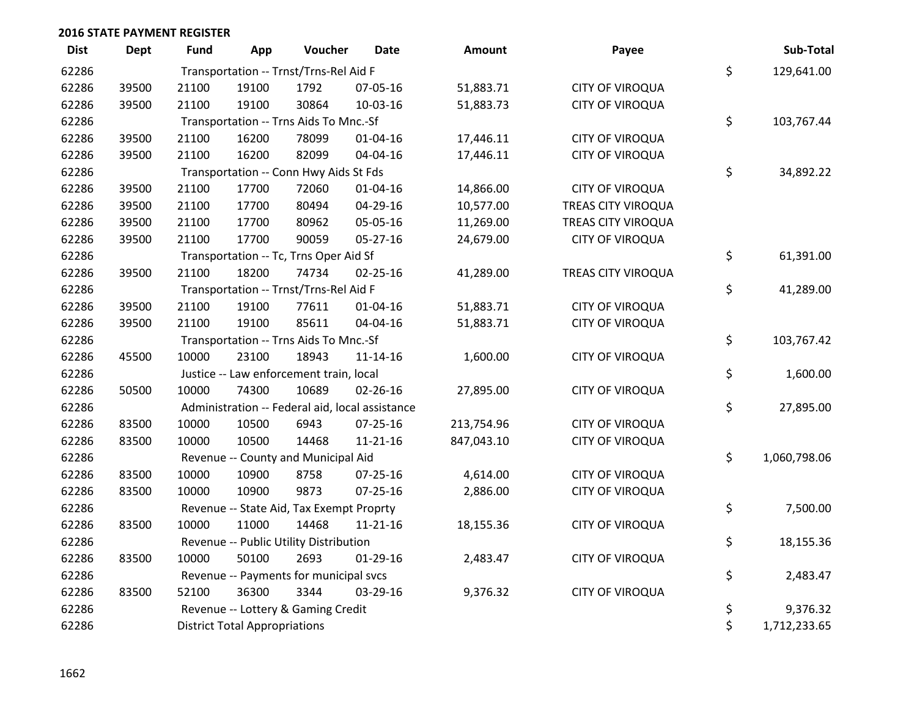## 2016 STATE PAYMENT REGISTER

| Dist | Dept | Fund | App | Voucher | Date | Amount | Payee | Sub-Total |
|---|---|---|---|---|---|---|---|---|
| 62286 | | Transportation -- Trnst/Trns-Rel Aid F | | | | | | $ 129,641.00 |
| 62286 | 39500 | 21100 | 19100 | 1792 | 07-05-16 | 51,883.71 | CITY OF VIROQUA | |
| 62286 | 39500 | 21100 | 19100 | 30864 | 10-03-16 | 51,883.73 | CITY OF VIROQUA | |
| 62286 | | Transportation -- Trns Aids To Mnc.-Sf | | | | | | $ 103,767.44 |
| 62286 | 39500 | 21100 | 16200 | 78099 | 01-04-16 | 17,446.11 | CITY OF VIROQUA | |
| 62286 | 39500 | 21100 | 16200 | 82099 | 04-04-16 | 17,446.11 | CITY OF VIROQUA | |
| 62286 | | Transportation -- Conn Hwy Aids St Fds | | | | | | $ 34,892.22 |
| 62286 | 39500 | 21100 | 17700 | 72060 | 01-04-16 | 14,866.00 | CITY OF VIROQUA | |
| 62286 | 39500 | 21100 | 17700 | 80494 | 04-29-16 | 10,577.00 | TREAS CITY VIROQUA | |
| 62286 | 39500 | 21100 | 17700 | 80962 | 05-05-16 | 11,269.00 | TREAS CITY VIROQUA | |
| 62286 | 39500 | 21100 | 17700 | 90059 | 05-27-16 | 24,679.00 | CITY OF VIROQUA | |
| 62286 | | Transportation -- Tc, Trns Oper Aid Sf | | | | | | $ 61,391.00 |
| 62286 | 39500 | 21100 | 18200 | 74734 | 02-25-16 | 41,289.00 | TREAS CITY VIROQUA | |
| 62286 | | Transportation -- Trnst/Trns-Rel Aid F | | | | | | $ 41,289.00 |
| 62286 | 39500 | 21100 | 19100 | 77611 | 01-04-16 | 51,883.71 | CITY OF VIROQUA | |
| 62286 | 39500 | 21100 | 19100 | 85611 | 04-04-16 | 51,883.71 | CITY OF VIROQUA | |
| 62286 | | Transportation -- Trns Aids To Mnc.-Sf | | | | | | $ 103,767.42 |
| 62286 | 45500 | 10000 | 23100 | 18943 | 11-14-16 | 1,600.00 | CITY OF VIROQUA | |
| 62286 | | Justice -- Law enforcement train, local | | | | | | $ 1,600.00 |
| 62286 | 50500 | 10000 | 74300 | 10689 | 02-26-16 | 27,895.00 | CITY OF VIROQUA | |
| 62286 | | Administration -- Federal aid, local assistance | | | | | | $ 27,895.00 |
| 62286 | 83500 | 10000 | 10500 | 6943 | 07-25-16 | 213,754.96 | CITY OF VIROQUA | |
| 62286 | 83500 | 10000 | 10500 | 14468 | 11-21-16 | 847,043.10 | CITY OF VIROQUA | |
| 62286 | | Revenue -- County and Municipal Aid | | | | | | $ 1,060,798.06 |
| 62286 | 83500 | 10000 | 10900 | 8758 | 07-25-16 | 4,614.00 | CITY OF VIROQUA | |
| 62286 | 83500 | 10000 | 10900 | 9873 | 07-25-16 | 2,886.00 | CITY OF VIROQUA | |
| 62286 | | Revenue -- State Aid, Tax Exempt Proprty | | | | | | $ 7,500.00 |
| 62286 | 83500 | 10000 | 11000 | 14468 | 11-21-16 | 18,155.36 | CITY OF VIROQUA | |
| 62286 | | Revenue -- Public Utility Distribution | | | | | | $ 18,155.36 |
| 62286 | 83500 | 10000 | 50100 | 2693 | 01-29-16 | 2,483.47 | CITY OF VIROQUA | |
| 62286 | | Revenue -- Payments for municipal svcs | | | | | | $ 2,483.47 |
| 62286 | 83500 | 52100 | 36300 | 3344 | 03-29-16 | 9,376.32 | CITY OF VIROQUA | |
| 62286 | | Revenue -- Lottery & Gaming Credit | | | | | | $ 9,376.32 |
| 62286 | | District Total Appropriations | | | | | | $ 1,712,233.65 |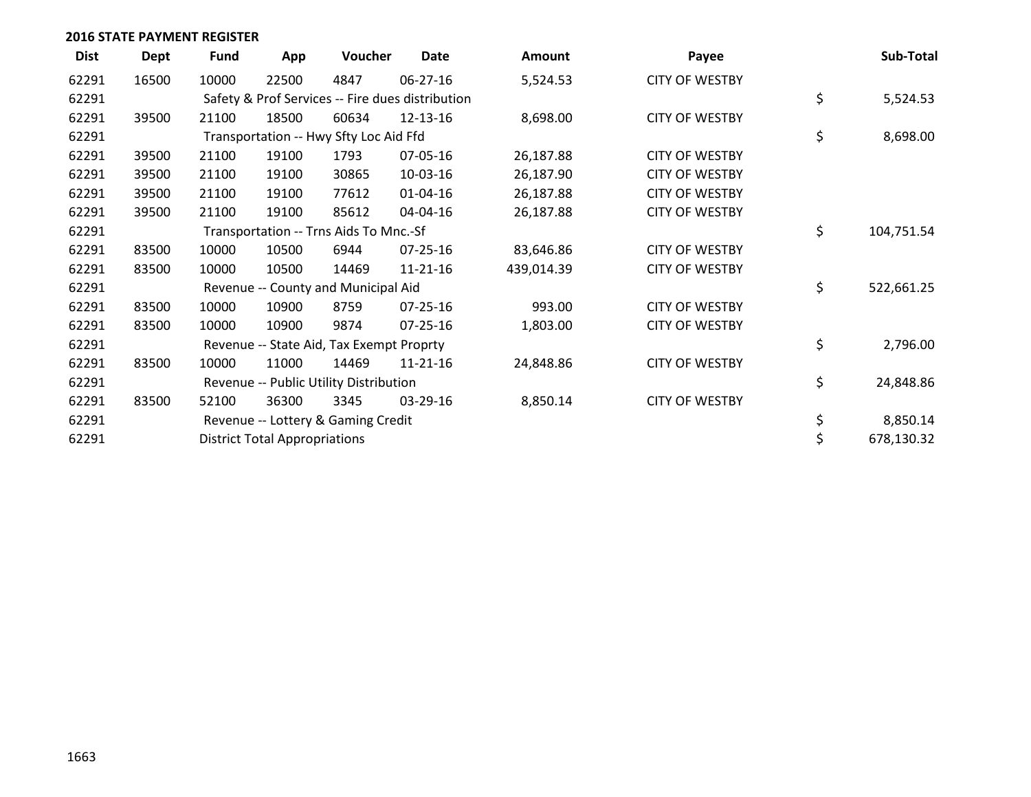**2016 STATE PAYMENT REGISTER**

| Dist | Dept | Fund | App | Voucher | Date | Amount | Payee | Sub-Total |
|---|---|---|---|---|---|---|---|---|
| 62291 | 16500 | 10000 | 22500 | 4847 | 06-27-16 | 5,524.53 | CITY OF WESTBY | |
| 62291 | | Safety & Prof Services -- Fire dues distribution | | | | | | $ 5,524.53 |
| 62291 | 39500 | 21100 | 18500 | 60634 | 12-13-16 | 8,698.00 | CITY OF WESTBY | |
| 62291 | | Transportation -- Hwy Sfty Loc Aid Ffd | | | | | | $ 8,698.00 |
| 62291 | 39500 | 21100 | 19100 | 1793 | 07-05-16 | 26,187.88 | CITY OF WESTBY | |
| 62291 | 39500 | 21100 | 19100 | 30865 | 10-03-16 | 26,187.90 | CITY OF WESTBY | |
| 62291 | 39500 | 21100 | 19100 | 77612 | 01-04-16 | 26,187.88 | CITY OF WESTBY | |
| 62291 | 39500 | 21100 | 19100 | 85612 | 04-04-16 | 26,187.88 | CITY OF WESTBY | |
| 62291 | | Transportation -- Trns Aids To Mnc.-Sf | | | | | | $ 104,751.54 |
| 62291 | 83500 | 10000 | 10500 | 6944 | 07-25-16 | 83,646.86 | CITY OF WESTBY | |
| 62291 | 83500 | 10000 | 10500 | 14469 | 11-21-16 | 439,014.39 | CITY OF WESTBY | |
| 62291 | | Revenue -- County and Municipal Aid | | | | | | $ 522,661.25 |
| 62291 | 83500 | 10000 | 10900 | 8759 | 07-25-16 | 993.00 | CITY OF WESTBY | |
| 62291 | 83500 | 10000 | 10900 | 9874 | 07-25-16 | 1,803.00 | CITY OF WESTBY | |
| 62291 | | Revenue -- State Aid, Tax Exempt Proprty | | | | | | $ 2,796.00 |
| 62291 | 83500 | 10000 | 11000 | 14469 | 11-21-16 | 24,848.86 | CITY OF WESTBY | |
| 62291 | | Revenue -- Public Utility Distribution | | | | | | $ 24,848.86 |
| 62291 | 83500 | 52100 | 36300 | 3345 | 03-29-16 | 8,850.14 | CITY OF WESTBY | |
| 62291 | | Revenue -- Lottery & Gaming Credit | | | | | | $ 8,850.14 |
| 62291 | | District Total Appropriations | | | | | | $ 678,130.32 |